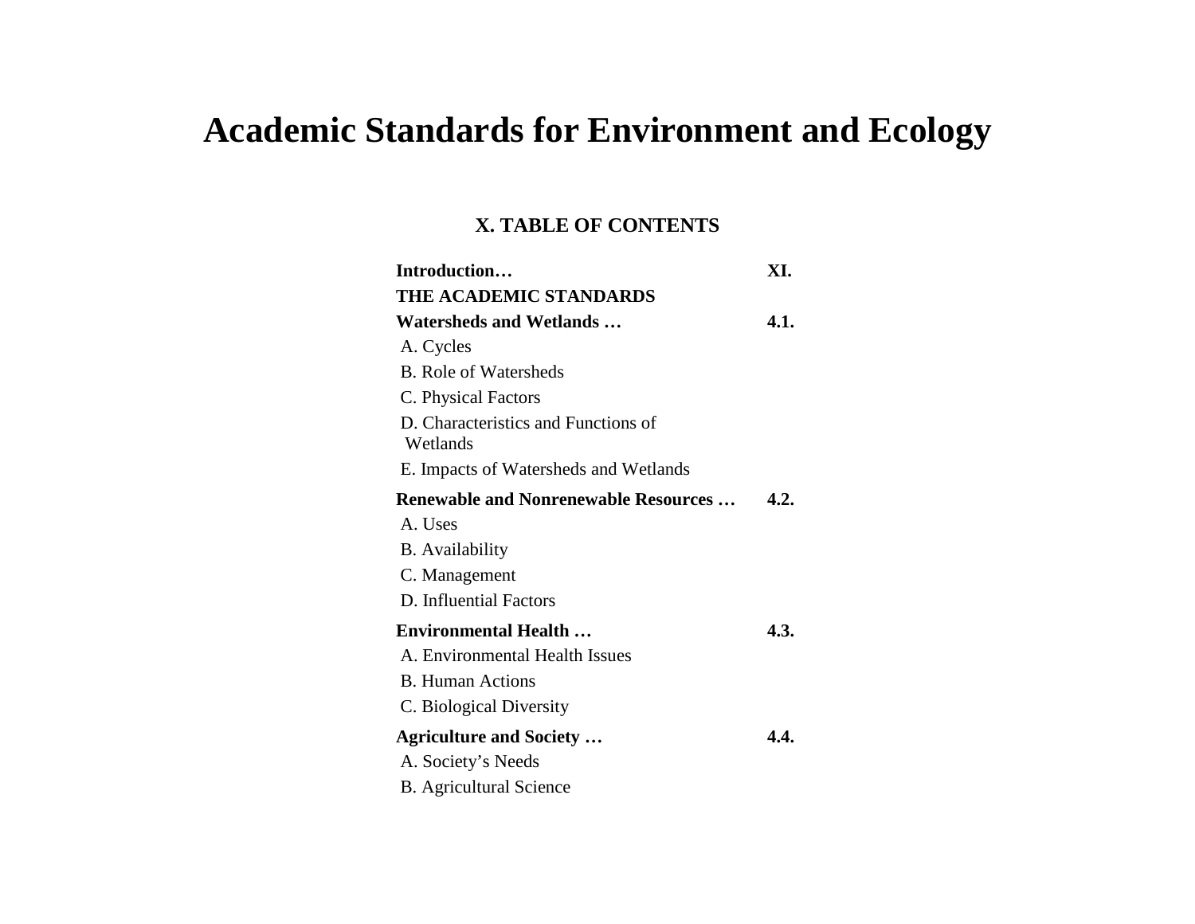# Academic Standards for Environment and Ecology

## X. TABLE OF CONTENTS

| | |
|---|---|
| **Introduction…** | **XI.** |
| **THE ACADEMIC STANDARDS** | |
| **Watersheds and Wetlands …** | **4.1.** |
| A. Cycles | |
| B. Role of Watersheds | |
| C. Physical Factors | |
| D. Characteristics and Functions of Wetlands | |
| E. Impacts of Watersheds and Wetlands | |
| **Renewable and Nonrenewable Resources …** | **4.2.** |
| A. Uses | |
| B. Availability | |
| C. Management | |
| D. Influential Factors | |
| **Environmental Health …** | **4.3.** |
| A. Environmental Health Issues | |
| B. Human Actions | |
| C. Biological Diversity | |
| **Agriculture and Society …** | **4.4.** |
| A. Society's Needs | |
| B. Agricultural Science | |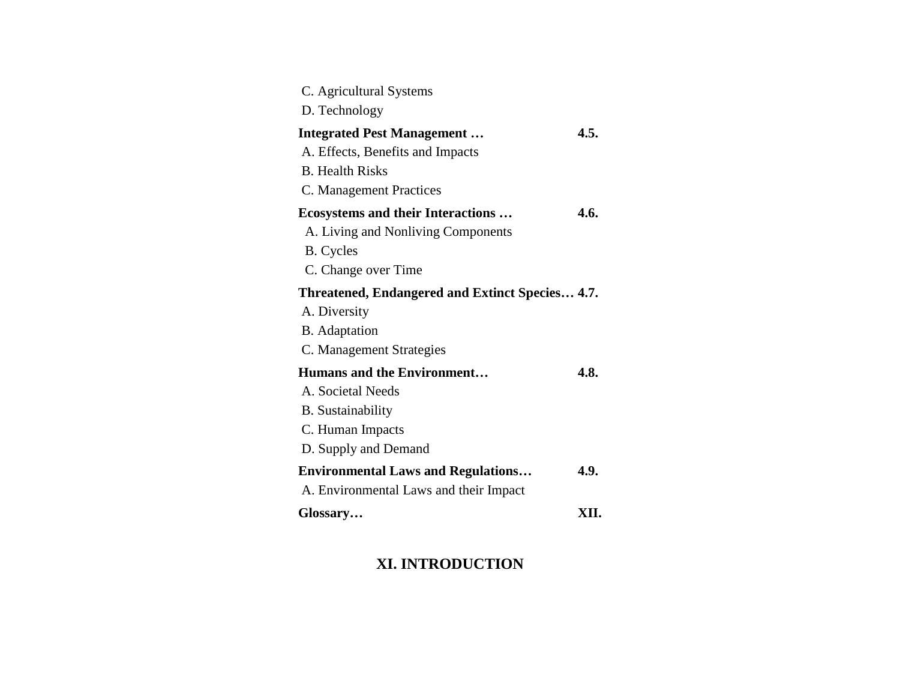C. Agricultural Systems
D. Technology

**Integrated Pest Management … 4.5.**
A. Effects, Benefits and Impacts
B. Health Risks
C. Management Practices

**Ecosystems and their Interactions … 4.6.**
A. Living and Nonliving Components
B. Cycles
C. Change over Time

**Threatened, Endangered and Extinct Species… 4.7.**
A. Diversity
B. Adaptation
C. Management Strategies

**Humans and the Environment… 4.8.**
A. Societal Needs
B. Sustainability
C. Human Impacts
D. Supply and Demand

**Environmental Laws and Regulations… 4.9.**
A. Environmental Laws and their Impact

**Glossary… XII.**

# XI. INTRODUCTION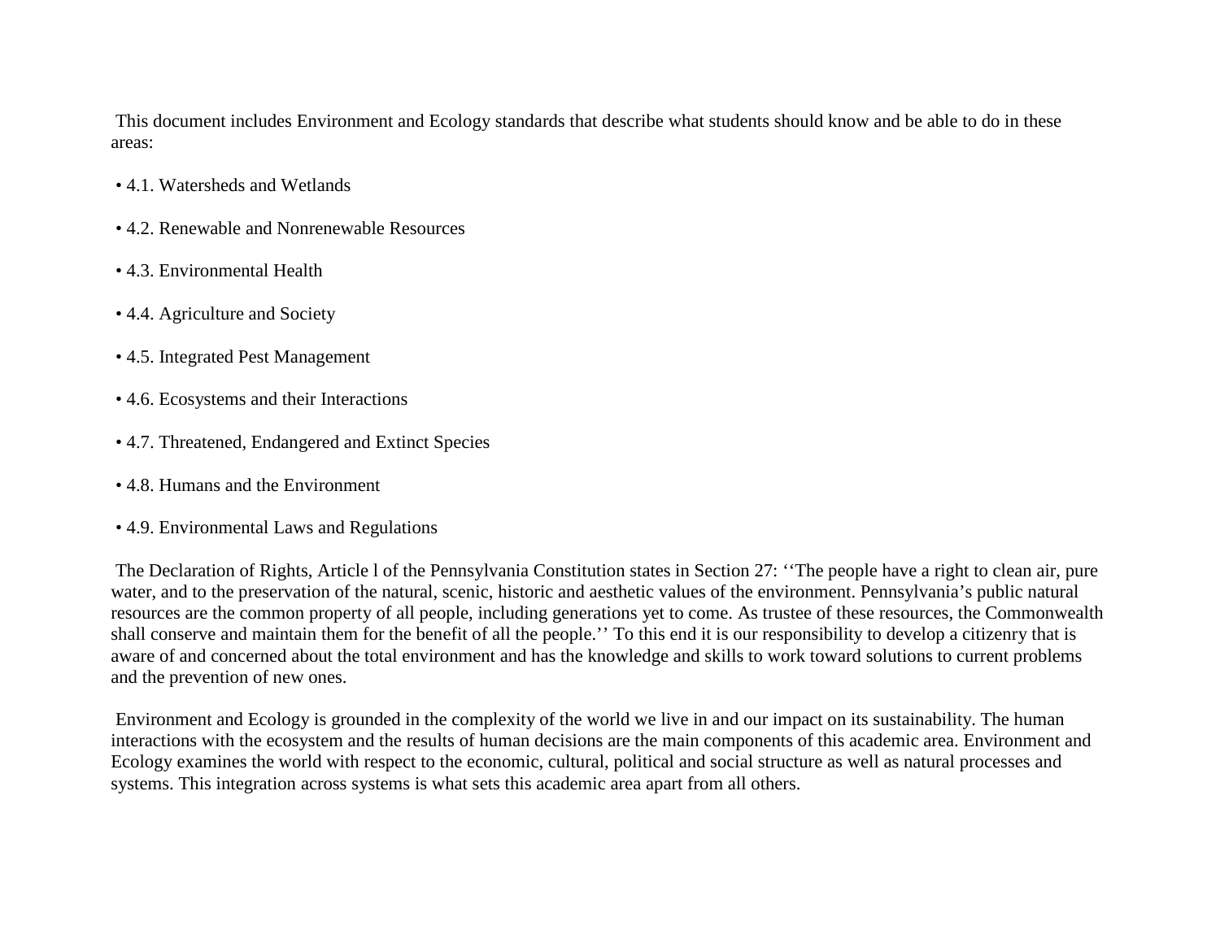This document includes Environment and Ecology standards that describe what students should know and be able to do in these areas:

- 4.1. Watersheds and Wetlands
- 4.2. Renewable and Nonrenewable Resources
- 4.3. Environmental Health
- 4.4. Agriculture and Society
- 4.5. Integrated Pest Management
- 4.6. Ecosystems and their Interactions
- 4.7. Threatened, Endangered and Extinct Species
- 4.8. Humans and the Environment
- 4.9. Environmental Laws and Regulations

The Declaration of Rights, Article l of the Pennsylvania Constitution states in Section 27: ''The people have a right to clean air, pure water, and to the preservation of the natural, scenic, historic and aesthetic values of the environment. Pennsylvania's public natural resources are the common property of all people, including generations yet to come. As trustee of these resources, the Commonwealth shall conserve and maintain them for the benefit of all the people.'' To this end it is our responsibility to develop a citizenry that is aware of and concerned about the total environment and has the knowledge and skills to work toward solutions to current problems and the prevention of new ones.

Environment and Ecology is grounded in the complexity of the world we live in and our impact on its sustainability. The human interactions with the ecosystem and the results of human decisions are the main components of this academic area. Environment and Ecology examines the world with respect to the economic, cultural, political and social structure as well as natural processes and systems. This integration across systems is what sets this academic area apart from all others.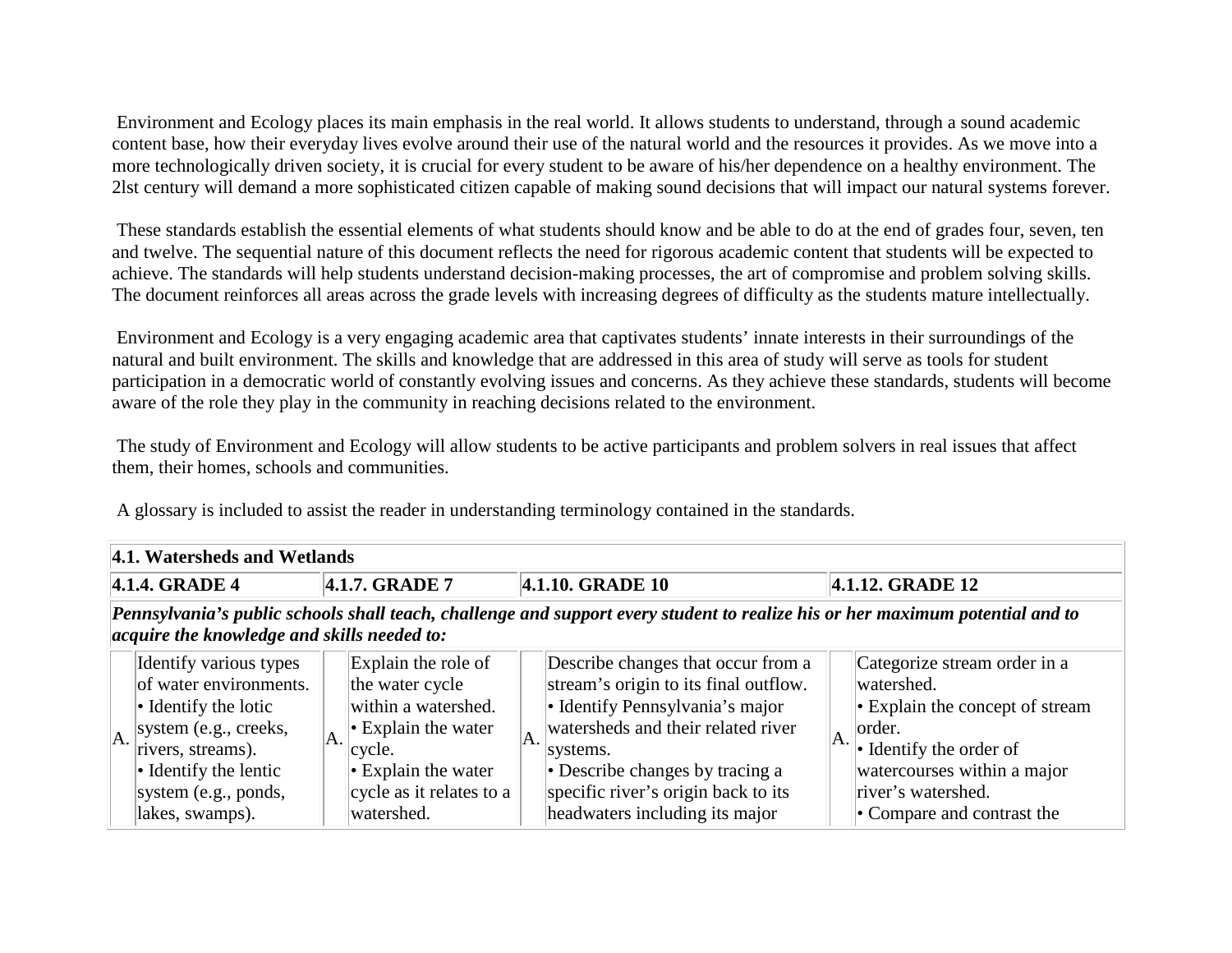Environment and Ecology places its main emphasis in the real world. It allows students to understand, through a sound academic content base, how their everyday lives evolve around their use of the natural world and the resources it provides. As we move into a more technologically driven society, it is crucial for every student to be aware of his/her dependence on a healthy environment. The 2lst century will demand a more sophisticated citizen capable of making sound decisions that will impact our natural systems forever.

These standards establish the essential elements of what students should know and be able to do at the end of grades four, seven, ten and twelve. The sequential nature of this document reflects the need for rigorous academic content that students will be expected to achieve. The standards will help students understand decision-making processes, the art of compromise and problem solving skills. The document reinforces all areas across the grade levels with increasing degrees of difficulty as the students mature intellectually.

Environment and Ecology is a very engaging academic area that captivates students' innate interests in their surroundings of the natural and built environment. The skills and knowledge that are addressed in this area of study will serve as tools for student participation in a democratic world of constantly evolving issues and concerns. As they achieve these standards, students will become aware of the role they play in the community in reaching decisions related to the environment.

The study of Environment and Ecology will allow students to be active participants and problem solvers in real issues that affect them, their homes, schools and communities.

A glossary is included to assist the reader in understanding terminology contained in the standards.

| **4.1. Watersheds and Wetlands** | | | | | | | |
|---|---|---|---|---|---|---|---|
| **4.1.4. GRADE 4** | | **4.1.7. GRADE 7** | | **4.1.10. GRADE 10** | | **4.1.12. GRADE 12** | |
| ***Pennsylvania's public schools shall teach, challenge and support every student to realize his or her maximum potential and to acquire the knowledge and skills needed to:*** | | | | | | | |
| A. | Identify various types of water environments. • Identify the lotic system (e.g., creeks, rivers, streams). • Identify the lentic system (e.g., ponds, lakes, swamps). | A. | Explain the role of the water cycle within a watershed. • Explain the water cycle. • Explain the water cycle as it relates to a watershed. | A. | Describe changes that occur from a stream's origin to its final outflow. • Identify Pennsylvania's major watersheds and their related river systems. • Describe changes by tracing a specific river's origin back to its headwaters including its major | A. | Categorize stream order in a watershed. • Explain the concept of stream order. • Identify the order of watercourses within a major river's watershed. • Compare and contrast the |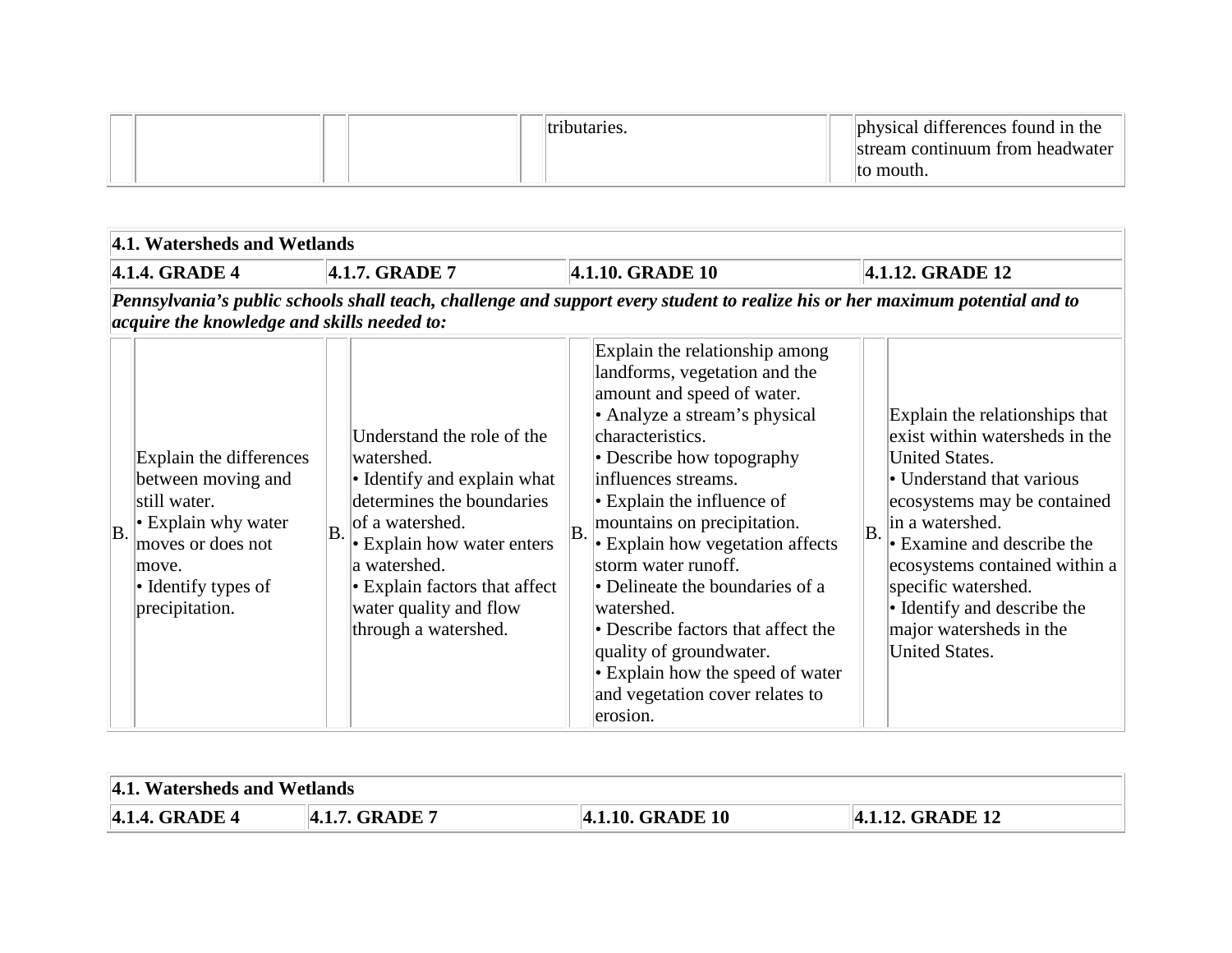| | | | | | | | |
|---|---|---|---|---|---|---|---|
| | | | | | tributaries. | | physical differences found in the stream continuum from headwater to mouth. |

| 4.1. Watersheds and Wetlands | | | | | | | |
|---|---|---|---|---|---|---|---|
| **4.1.4. GRADE 4** | | **4.1.7. GRADE 7** | | **4.1.10. GRADE 10** | | **4.1.12. GRADE 12** | |
| ***Pennsylvania's public schools shall teach, challenge and support every student to realize his or her maximum potential and to acquire the knowledge and skills needed to:*** | | | | | | | |
| B. | Explain the differences between moving and still water.<br>• Explain why water moves or does not move.<br>• Identify types of precipitation. | B. | Understand the role of the watershed.<br>• Identify and explain what determines the boundaries of a watershed.<br>• Explain how water enters a watershed.<br>• Explain factors that affect water quality and flow through a watershed. | B. | Explain the relationship among landforms, vegetation and the amount and speed of water.<br>• Analyze a stream's physical characteristics.<br>• Describe how topography influences streams.<br>• Explain the influence of mountains on precipitation.<br>• Explain how vegetation affects storm water runoff.<br>• Delineate the boundaries of a watershed.<br>• Describe factors that affect the quality of groundwater.<br>• Explain how the speed of water and vegetation cover relates to erosion. | B. | Explain the relationships that exist within watersheds in the United States.<br>• Understand that various ecosystems may be contained in a watershed.<br>• Examine and describe the ecosystems contained within a specific watershed.<br>• Identify and describe the major watersheds in the United States. |

| 4.1. Watersheds and Wetlands | | | |
|---|---|---|---|
| **4.1.4. GRADE 4** | **4.1.7. GRADE 7** | **4.1.10. GRADE 10** | **4.1.12. GRADE 12** |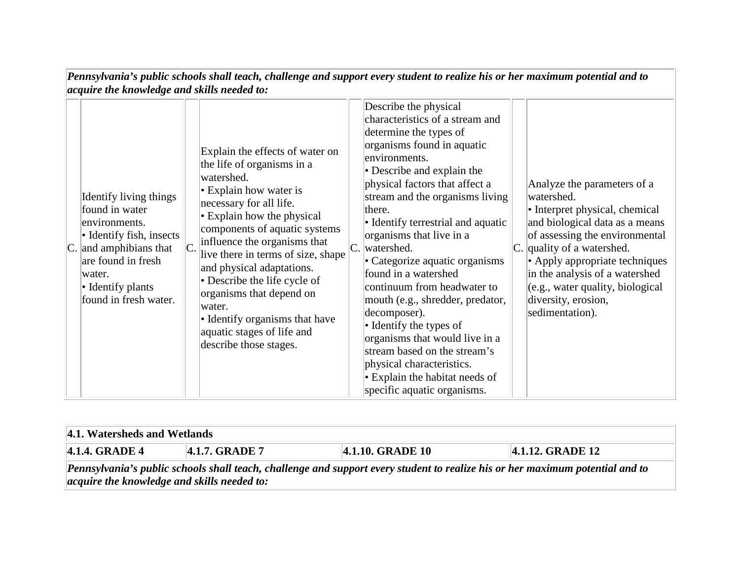| Pennsylvania's public schools shall teach, challenge and support every student to realize his or her maximum potential and to acquire the knowledge and skills needed to: | | | | | | | |
|---|---|---|---|---|---|---|---|
| C. | Identify living things found in water environments.<br>• Identify fish, insects and amphibians that are found in fresh water.<br>• Identify plants found in fresh water. | C. | Explain the effects of water on the life of organisms in a watershed.<br>• Explain how water is necessary for all life.<br>• Explain how the physical components of aquatic systems influence the organisms that live there in terms of size, shape and physical adaptations.<br>• Describe the life cycle of organisms that depend on water.<br>• Identify organisms that have aquatic stages of life and describe those stages. | C. | Describe the physical characteristics of a stream and determine the types of organisms found in aquatic environments.<br>• Describe and explain the physical factors that affect a stream and the organisms living there.<br>• Identify terrestrial and aquatic organisms that live in a watershed.<br>• Categorize aquatic organisms found in a watershed continuum from headwater to mouth (e.g., shredder, predator, decomposer).<br>• Identify the types of organisms that would live in a stream based on the stream's physical characteristics.<br>• Explain the habitat needs of specific aquatic organisms. | C. | Analyze the parameters of a watershed.<br>• Interpret physical, chemical and biological data as a means of assessing the environmental quality of a watershed.<br>• Apply appropriate techniques in the analysis of a watershed (e.g., water quality, biological diversity, erosion, sedimentation). |

| **4.1. Watersheds and Wetlands** | | | |
|---|---|---|---|
| **4.1.4. GRADE 4** | **4.1.7. GRADE 7** | **4.1.10. GRADE 10** | **4.1.12. GRADE 12** |
| ***Pennsylvania's public schools shall teach, challenge and support every student to realize his or her maximum potential and to acquire the knowledge and skills needed to:*** | | | |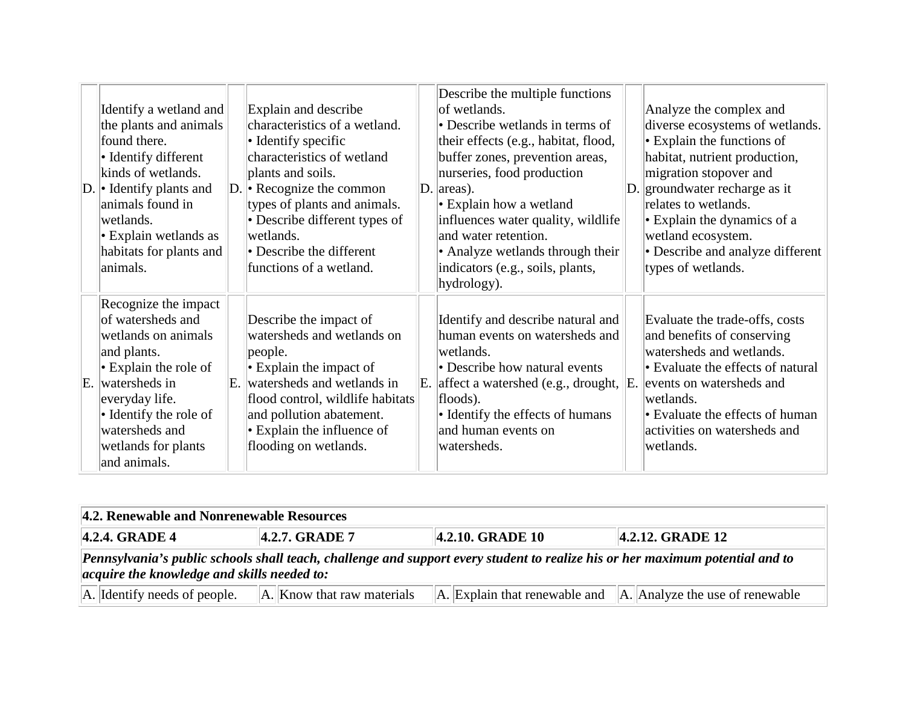| | | | | | | | |
|---|---|---|---|---|---|---|---|
| D. | Identify a wetland and the plants and animals found there.<br>• Identify different kinds of wetlands.<br>• Identify plants and animals found in wetlands.<br>• Explain wetlands as habitats for plants and animals. | D. | Explain and describe characteristics of a wetland.<br>• Identify specific characteristics of wetland plants and soils.<br>• Recognize the common types of plants and animals.<br>• Describe different types of wetlands.<br>• Describe the different functions of a wetland. | D. | Describe the multiple functions of wetlands.<br>• Describe wetlands in terms of their effects (e.g., habitat, flood, buffer zones, prevention areas, nurseries, food production areas).<br>• Explain how a wetland influences water quality, wildlife and water retention.<br>• Analyze wetlands through their indicators (e.g., soils, plants, hydrology). | D. | Analyze the complex and diverse ecosystems of wetlands.<br>• Explain the functions of habitat, nutrient production, migration stopover and groundwater recharge as it relates to wetlands.<br>• Explain the dynamics of a wetland ecosystem.<br>• Describe and analyze different types of wetlands. |
| E. | Recognize the impact of watersheds and wetlands on animals and plants.<br>• Explain the role of watersheds in everyday life.<br>• Identify the role of watersheds and wetlands for plants and animals. | E. | Describe the impact of watersheds and wetlands on people.<br>• Explain the impact of watersheds and wetlands in flood control, wildlife habitats and pollution abatement.<br>• Explain the influence of flooding on wetlands. | E. | Identify and describe natural and human events on watersheds and wetlands.<br>• Describe how natural events affect a watershed (e.g., drought, floods).<br>• Identify the effects of humans and human events on watersheds. | E. | Evaluate the trade-offs, costs and benefits of conserving watersheds and wetlands.<br>• Evaluate the effects of natural events on watersheds and wetlands.<br>• Evaluate the effects of human activities on watersheds and wetlands. |

| **4.2. Renewable and Nonrenewable Resources** | | | | | | | |
|---|---|---|---|---|---|---|---|
| **4.2.4. GRADE 4** | | **4.2.7. GRADE 7** | | **4.2.10. GRADE 10** | | **4.2.12. GRADE 12** | |
| ***Pennsylvania's public schools shall teach, challenge and support every student to realize his or her maximum potential and to acquire the knowledge and skills needed to:*** | | | | | | | |
| A. | Identify needs of people. | A. | Know that raw materials | A. | Explain that renewable and | A. | Analyze the use of renewable |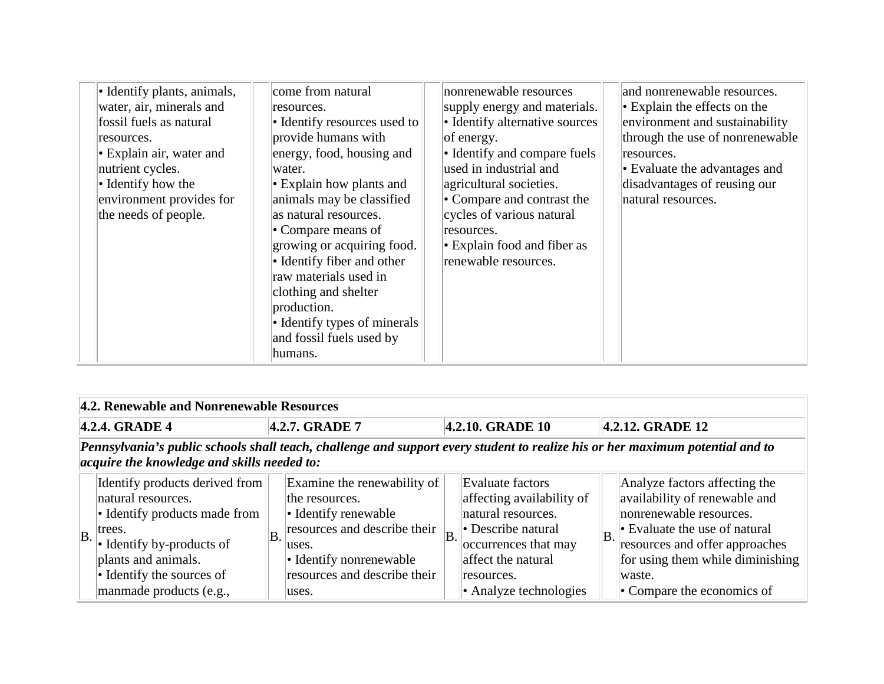| | | | | | | | |
|---|---|---|---|---|---|---|---|
| | • Identify plants, animals, water, air, minerals and fossil fuels as natural resources.<br>• Explain air, water and nutrient cycles.<br>• Identify how the environment provides for the needs of people. | | come from natural resources.<br>• Identify resources used to provide humans with energy, food, housing and water.<br>• Explain how plants and animals may be classified as natural resources.<br>• Compare means of growing or acquiring food.<br>• Identify fiber and other raw materials used in clothing and shelter production.<br>• Identify types of minerals and fossil fuels used by humans. | | nonrenewable resources supply energy and materials.<br>• Identify alternative sources of energy.<br>• Identify and compare fuels used in industrial and agricultural societies.<br>• Compare and contrast the cycles of various natural resources.<br>• Explain food and fiber as renewable resources. | | and nonrenewable resources.<br>• Explain the effects on the environment and sustainability through the use of nonrenewable resources.<br>• Evaluate the advantages and disadvantages of reusing our natural resources. |

| **4.2. Renewable and Nonrenewable Resources** | | | | | | | |
|---|---|---|---|---|---|---|---|
| **4.2.4. GRADE 4** | | **4.2.7. GRADE 7** | | **4.2.10. GRADE 10** | | **4.2.12. GRADE 12** | |
| ***Pennsylvania's public schools shall teach, challenge and support every student to realize his or her maximum potential and to acquire the knowledge and skills needed to:*** | | | | | | | |
| B. | Identify products derived from natural resources.<br>• Identify products made from trees.<br>• Identify by-products of plants and animals.<br>• Identify the sources of manmade products (e.g., | B. | Examine the renewability of the resources.<br>• Identify renewable resources and describe their uses.<br>• Identify nonrenewable resources and describe their uses. | B. | Evaluate factors affecting availability of natural resources.<br>• Describe natural occurrences that may affect the natural resources.<br>• Analyze technologies | B. | Analyze factors affecting the availability of renewable and nonrenewable resources.<br>• Evaluate the use of natural resources and offer approaches for using them while diminishing waste.<br>• Compare the economics of |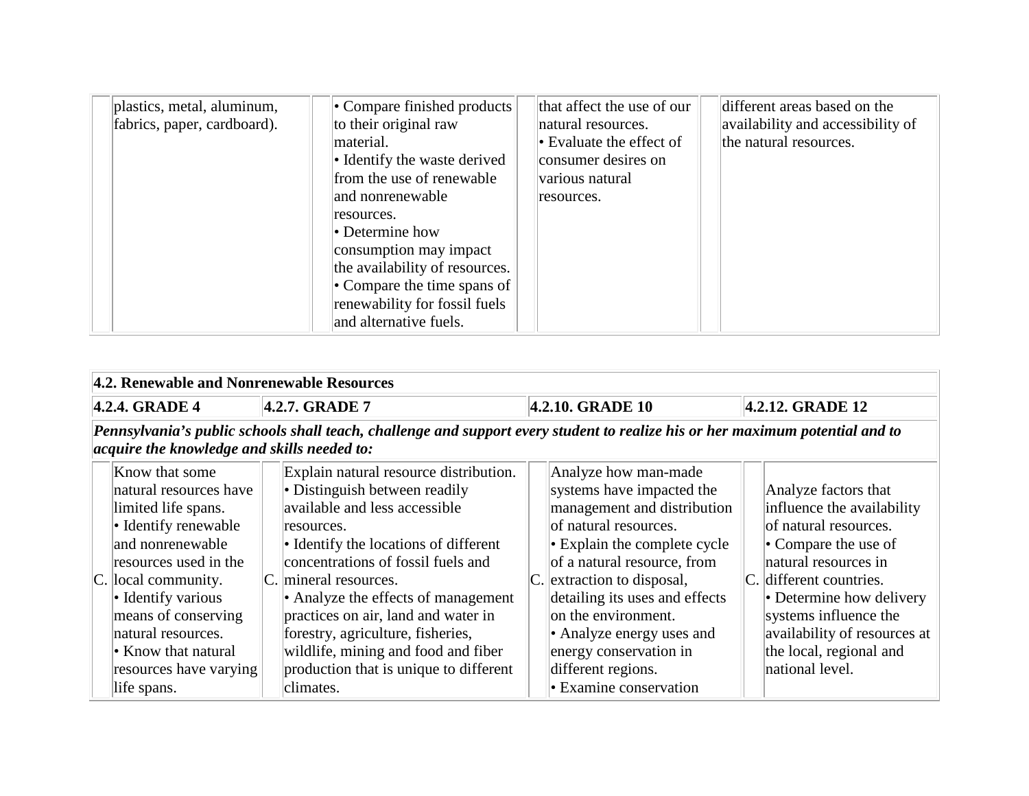| | | | | | | | |
|---|---|---|---|---|---|---|---|
| | plastics, metal, aluminum, fabrics, paper, cardboard). | | • Compare finished products to their original raw material.<br>• Identify the waste derived from the use of renewable and nonrenewable resources.<br>• Determine how consumption may impact the availability of resources.<br>• Compare the time spans of renewability for fossil fuels and alternative fuels. | | that affect the use of our natural resources.<br>• Evaluate the effect of consumer desires on various natural resources. | | different areas based on the availability and accessibility of the natural resources. |

| **4.2. Renewable and Nonrenewable Resources** | | | | | | | |
|---|---|---|---|---|---|---|---|
| **4.2.4. GRADE 4** | | **4.2.7. GRADE 7** | | **4.2.10. GRADE 10** | | **4.2.12. GRADE 12** | |
| ***Pennsylvania's public schools shall teach, challenge and support every student to realize his or her maximum potential and to acquire the knowledge and skills needed to:*** | | | | | | | |
| C. | Know that some natural resources have limited life spans.<br>• Identify renewable and nonrenewable resources used in the local community.<br>• Identify various means of conserving natural resources.<br>• Know that natural resources have varying life spans. | C. | Explain natural resource distribution.<br>• Distinguish between readily available and less accessible resources.<br>• Identify the locations of different concentrations of fossil fuels and mineral resources.<br>• Analyze the effects of management practices on air, land and water in forestry, agriculture, fisheries, wildlife, mining and food and fiber production that is unique to different climates. | C. | Analyze how man-made systems have impacted the management and distribution of natural resources.<br>• Explain the complete cycle of a natural resource, from extraction to disposal, detailing its uses and effects on the environment.<br>• Analyze energy uses and energy conservation in different regions.<br>• Examine conservation | C. | Analyze factors that influence the availability of natural resources.<br>• Compare the use of natural resources in different countries.<br>• Determine how delivery systems influence the availability of resources at the local, regional and national level. |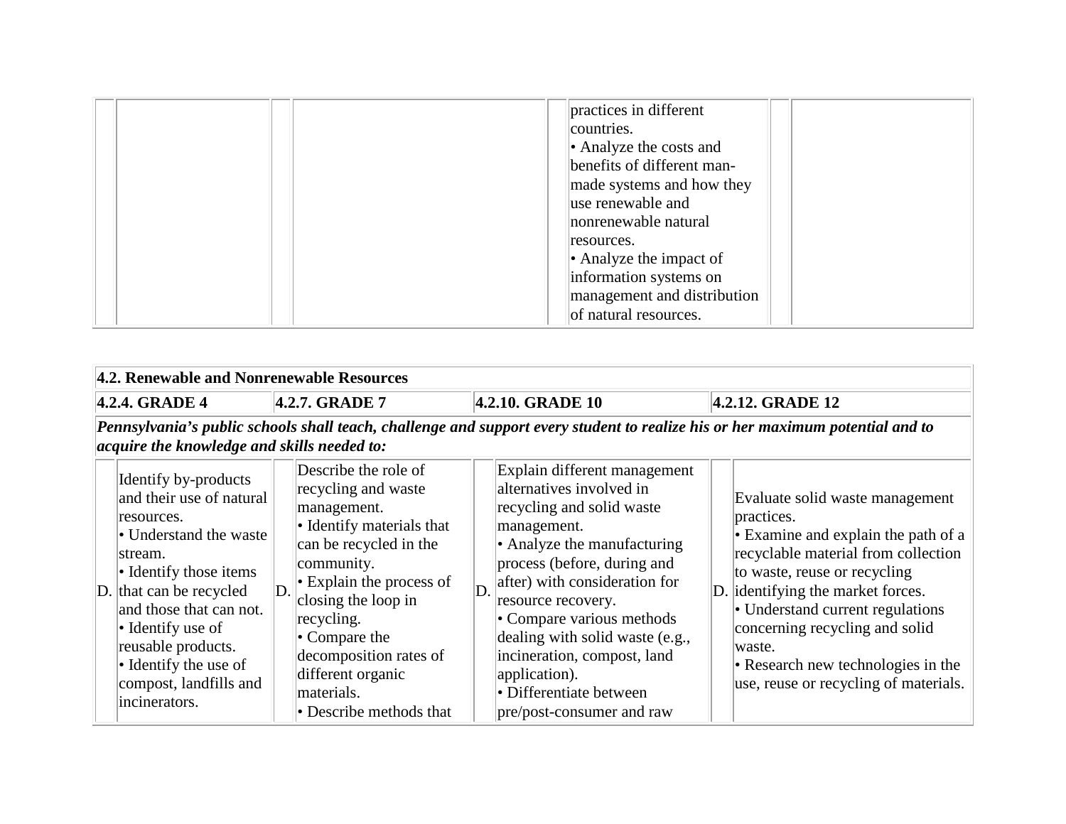| | | | | | practices in different countries.<br>• Analyze the costs and benefits of different man-made systems and how they use renewable and nonrenewable natural resources.<br>• Analyze the impact of information systems on management and distribution of natural resources. | | |
|---|---|---|---|---|---|---|---|

| 4.2. Renewable and Nonrenewable Resources | | | | | | | |
|---|---|---|---|---|---|---|---|
| 4.2.4. GRADE 4 | | 4.2.7. GRADE 7 | | 4.2.10. GRADE 10 | | 4.2.12. GRADE 12 | |
| ***Pennsylvania's public schools shall teach, challenge and support every student to realize his or her maximum potential and to acquire the knowledge and skills needed to:*** | | | | | | | |
| D. | Identify by-products and their use of natural resources.<br>• Understand the waste stream.<br>• Identify those items that can be recycled and those that can not.<br>• Identify use of reusable products.<br>• Identify the use of compost, landfills and incinerators. | D. | Describe the role of recycling and waste management.<br>• Identify materials that can be recycled in the community.<br>• Explain the process of closing the loop in recycling.<br>• Compare the decomposition rates of different organic materials.<br>• Describe methods that | D. | Explain different management alternatives involved in recycling and solid waste management.<br>• Analyze the manufacturing process (before, during and after) with consideration for resource recovery.<br>• Compare various methods dealing with solid waste (e.g., incineration, compost, land application).<br>• Differentiate between pre/post-consumer and raw | D. | Evaluate solid waste management practices.<br>• Examine and explain the path of a recyclable material from collection to waste, reuse or recycling identifying the market forces.<br>• Understand current regulations concerning recycling and solid waste.<br>• Research new technologies in the use, reuse or recycling of materials. |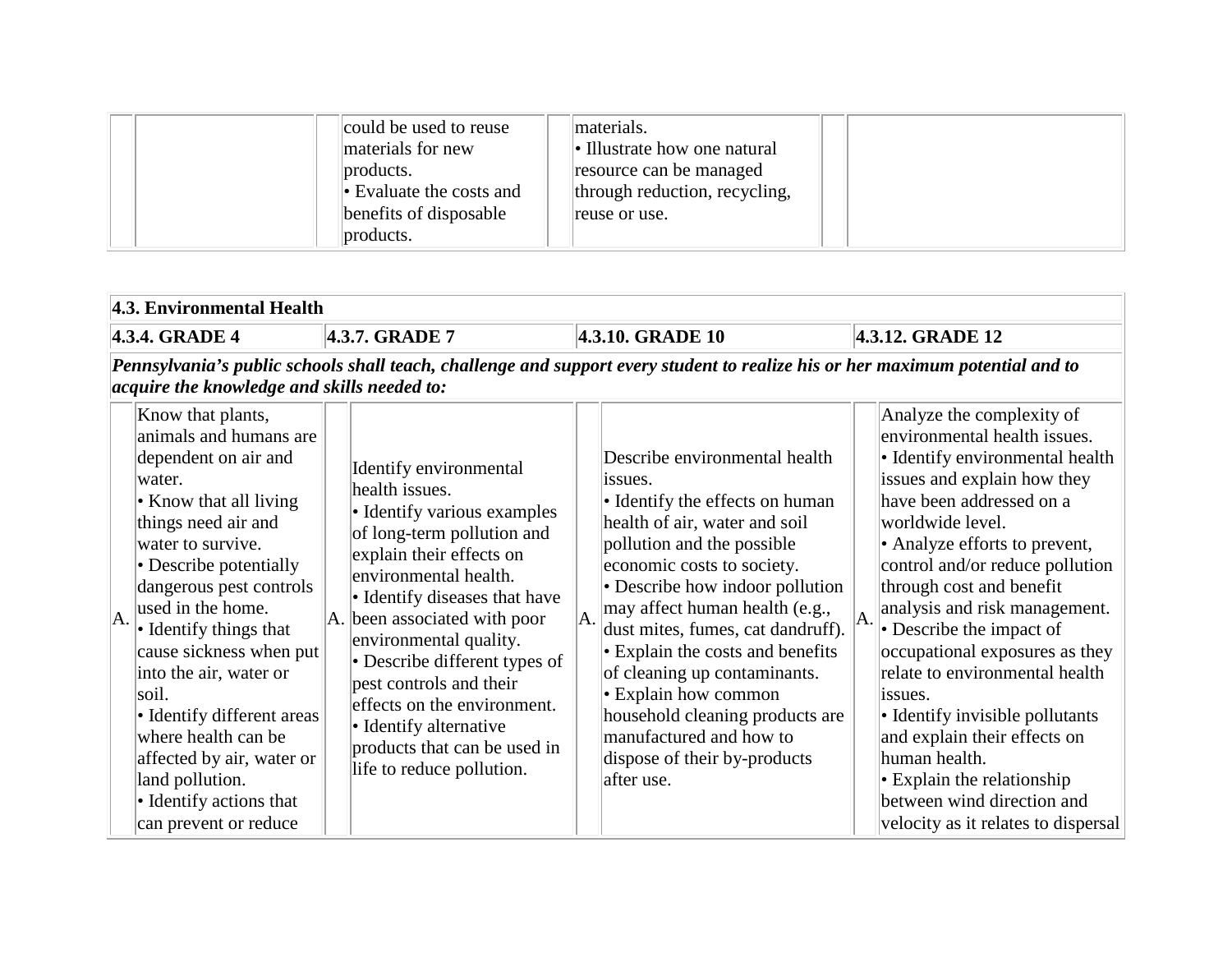| | | | | | | | |
|---|---|---|---|---|---|---|---|
| | | | could be used to reuse materials for new products.<br>• Evaluate the costs and benefits of disposable products. | | materials.<br>• Illustrate how one natural resource can be managed through reduction, recycling, reuse or use. | | |

| 4.3. Environmental Health | | | | | | | |
|---|---|---|---|---|---|---|---|
| 4.3.4. GRADE 4 | | 4.3.7. GRADE 7 | | 4.3.10. GRADE 10 | | 4.3.12. GRADE 12 | |
| ***Pennsylvania's public schools shall teach, challenge and support every student to realize his or her maximum potential and to acquire the knowledge and skills needed to:*** | | | | | | | |
| A. | Know that plants, animals and humans are dependent on air and water.<br>• Know that all living things need air and water to survive.<br>• Describe potentially dangerous pest controls used in the home.<br>• Identify things that cause sickness when put into the air, water or soil.<br>• Identify different areas where health can be affected by air, water or land pollution.<br>• Identify actions that can prevent or reduce | A. | Identify environmental health issues.<br>• Identify various examples of long-term pollution and explain their effects on environmental health.<br>• Identify diseases that have been associated with poor environmental quality.<br>• Describe different types of pest controls and their effects on the environment.<br>• Identify alternative products that can be used in life to reduce pollution. | A. | Describe environmental health issues.<br>• Identify the effects on human health of air, water and soil pollution and the possible economic costs to society.<br>• Describe how indoor pollution may affect human health (e.g., dust mites, fumes, cat dandruff).<br>• Explain the costs and benefits of cleaning up contaminants.<br>• Explain how common household cleaning products are manufactured and how to dispose of their by-products after use. | A. | Analyze the complexity of environmental health issues.<br>• Identify environmental health issues and explain how they have been addressed on a worldwide level.<br>• Analyze efforts to prevent, control and/or reduce pollution through cost and benefit analysis and risk management.<br>• Describe the impact of occupational exposures as they relate to environmental health issues.<br>• Identify invisible pollutants and explain their effects on human health.<br>• Explain the relationship between wind direction and velocity as it relates to dispersal |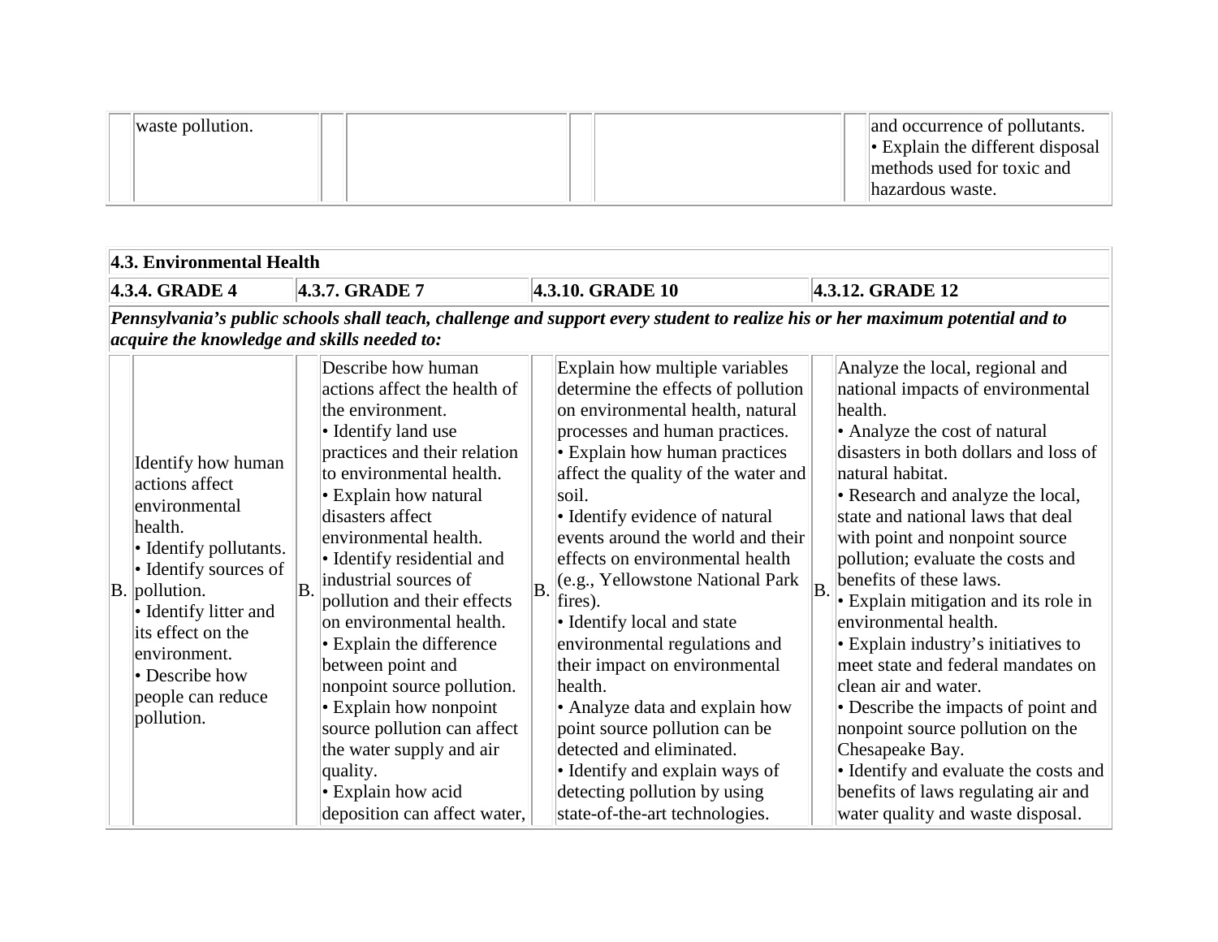| | | | | | | | |
|---|---|---|---|---|---|---|---|
| | waste pollution. | | | | | | and occurrence of pollutants.<br>• Explain the different disposal methods used for toxic and hazardous waste. |

| 4.3. Environmental Health | | | | | | | |
|---|---|---|---|---|---|---|---|
| **4.3.4. GRADE 4** | | **4.3.7. GRADE 7** | | **4.3.10. GRADE 10** | | **4.3.12. GRADE 12** | |
| ***Pennsylvania's public schools shall teach, challenge and support every student to realize his or her maximum potential and to acquire the knowledge and skills needed to:*** | | | | | | | |
| B. | Identify how human actions affect environmental health.<br>• Identify pollutants.<br>• Identify sources of pollution.<br>• Identify litter and its effect on the environment.<br>• Describe how people can reduce pollution. | B. | Describe how human actions affect the health of the environment.<br>• Identify land use practices and their relation to environmental health.<br>• Explain how natural disasters affect environmental health.<br>• Identify residential and industrial sources of pollution and their effects on environmental health.<br>• Explain the difference between point and nonpoint source pollution.<br>• Explain how nonpoint source pollution can affect the water supply and air quality.<br>• Explain how acid deposition can affect water, | B. | Explain how multiple variables determine the effects of pollution on environmental health, natural processes and human practices.<br>• Explain how human practices affect the quality of the water and soil.<br>• Identify evidence of natural events around the world and their effects on environmental health (e.g., Yellowstone National Park fires).<br>• Identify local and state environmental regulations and their impact on environmental health.<br>• Analyze data and explain how point source pollution can be detected and eliminated.<br>• Identify and explain ways of detecting pollution by using state-of-the-art technologies. | B. | Analyze the local, regional and national impacts of environmental health.<br>• Analyze the cost of natural disasters in both dollars and loss of natural habitat.<br>• Research and analyze the local, state and national laws that deal with point and nonpoint source pollution; evaluate the costs and benefits of these laws.<br>• Explain mitigation and its role in environmental health.<br>• Explain industry's initiatives to meet state and federal mandates on clean air and water.<br>• Describe the impacts of point and nonpoint source pollution on the Chesapeake Bay.<br>• Identify and evaluate the costs and benefits of laws regulating air and water quality and waste disposal. |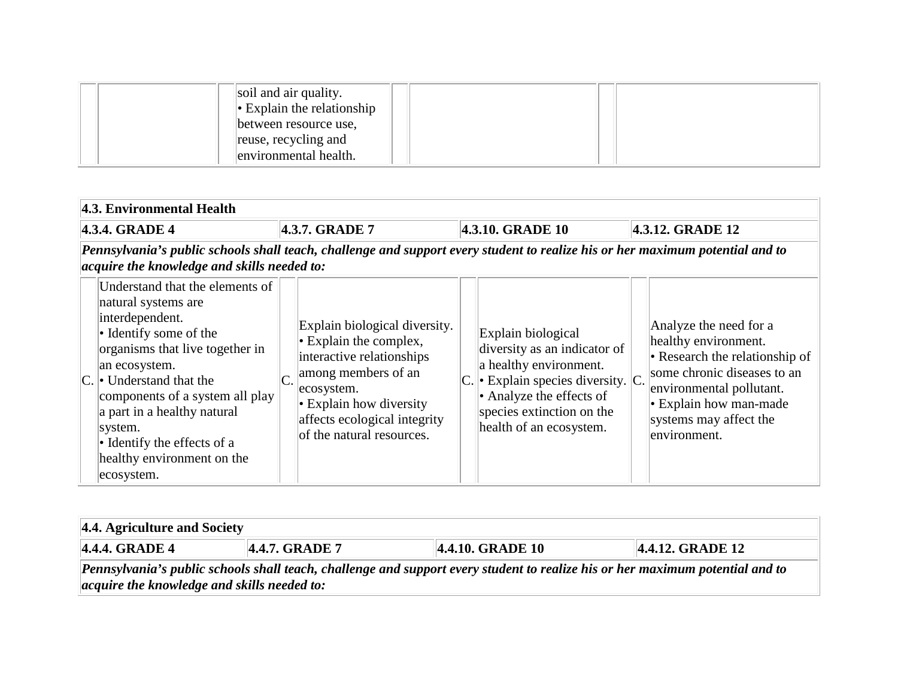| | | | | | | | |
|---|---|---|---|---|---|---|---|
| | | | soil and air quality.<br>• Explain the relationship between resource use, reuse, recycling and environmental health. | | | | |

| 4.3. Environmental Health | | | | | | | |
|---|---|---|---|---|---|---|---|
| 4.3.4. GRADE 4 | | 4.3.7. GRADE 7 | | 4.3.10. GRADE 10 | | 4.3.12. GRADE 12 | |
| *Pennsylvania's public schools shall teach, challenge and support every student to realize his or her maximum potential and to acquire the knowledge and skills needed to:* | | | | | | | |
| C. | Understand that the elements of natural systems are interdependent.<br>• Identify some of the organisms that live together in an ecosystem.<br>• Understand that the components of a system all play a part in a healthy natural system.<br>• Identify the effects of a healthy environment on the ecosystem. | C. | Explain biological diversity.<br>• Explain the complex, interactive relationships among members of an ecosystem.<br>• Explain how diversity affects ecological integrity of the natural resources. | C. | Explain biological diversity as an indicator of a healthy environment.<br>• Explain species diversity.<br>• Analyze the effects of species extinction on the health of an ecosystem. | C. | Analyze the need for a healthy environment.<br>• Research the relationship of some chronic diseases to an environmental pollutant.<br>• Explain how man-made systems may affect the environment. |

| 4.4. Agriculture and Society | | | |
|---|---|---|---|
| 4.4.4. GRADE 4 | 4.4.7. GRADE 7 | 4.4.10. GRADE 10 | 4.4.12. GRADE 12 |
| *Pennsylvania's public schools shall teach, challenge and support every student to realize his or her maximum potential and to acquire the knowledge and skills needed to:* | | | |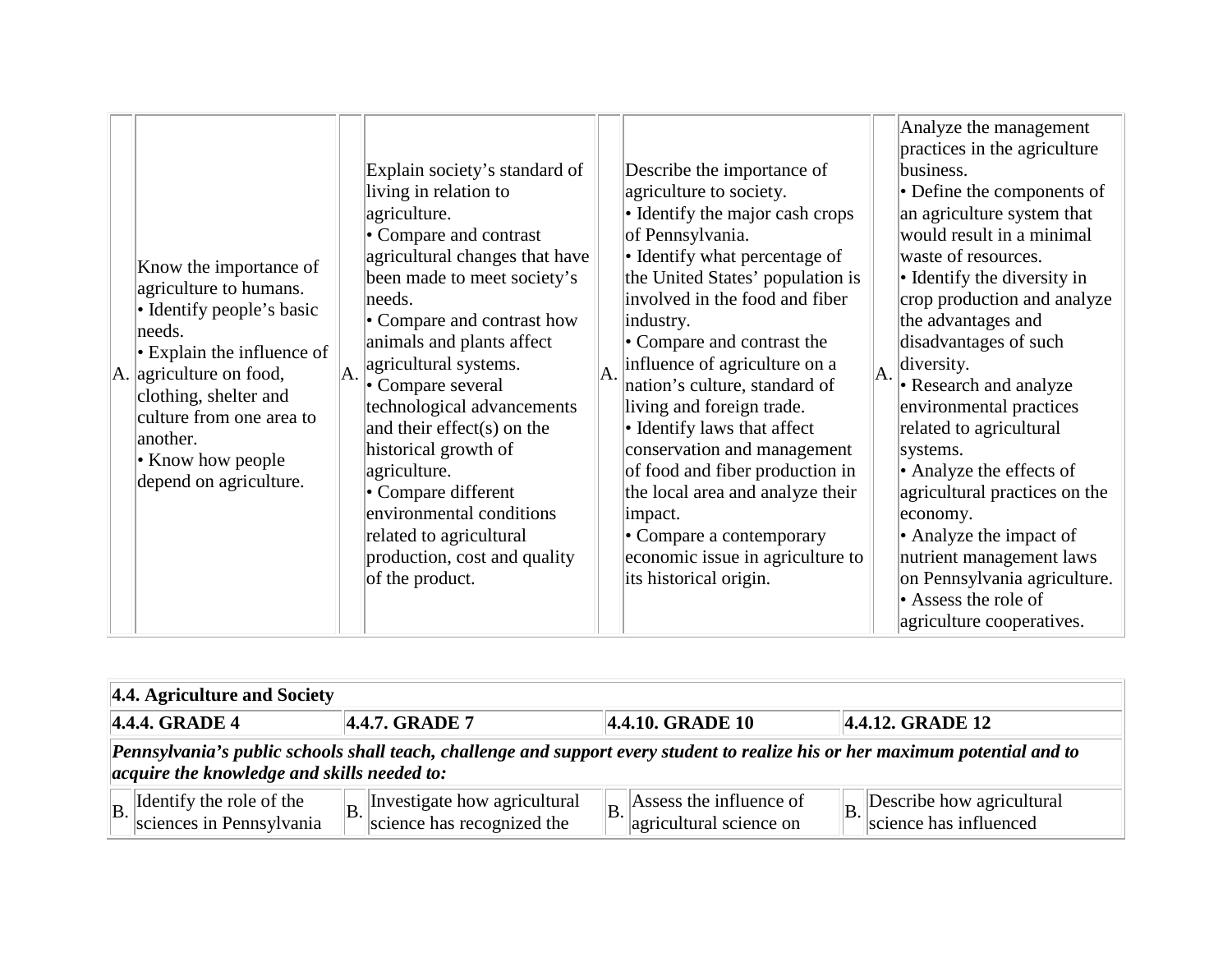| | | | | | | | |
|---|---|---|---|---|---|---|---|
| A. | Know the importance of agriculture to humans.<br>• Identify people's basic needs.<br>• Explain the influence of agriculture on food, clothing, shelter and culture from one area to another.<br>• Know how people depend on agriculture. | A. | Explain society's standard of living in relation to agriculture.<br>• Compare and contrast agricultural changes that have been made to meet society's needs.<br>• Compare and contrast how animals and plants affect agricultural systems.<br>• Compare several technological advancements and their effect(s) on the historical growth of agriculture.<br>• Compare different environmental conditions related to agricultural production, cost and quality of the product. | A. | Describe the importance of agriculture to society.<br>• Identify the major cash crops of Pennsylvania.<br>• Identify what percentage of the United States' population is involved in the food and fiber industry.<br>• Compare and contrast the influence of agriculture on a nation's culture, standard of living and foreign trade.<br>• Identify laws that affect conservation and management of food and fiber production in the local area and analyze their impact.<br>• Compare a contemporary economic issue in agriculture to its historical origin. | A. | Analyze the management practices in the agriculture business.<br>• Define the components of an agriculture system that would result in a minimal waste of resources.<br>• Identify the diversity in crop production and analyze the advantages and disadvantages of such diversity.<br>• Research and analyze environmental practices related to agricultural systems.<br>• Analyze the effects of agricultural practices on the economy.<br>• Analyze the impact of nutrient management laws on Pennsylvania agriculture.<br>• Assess the role of agriculture cooperatives. |

| **4.4. Agriculture and Society** | | | | | | | |
|---|---|---|---|---|---|---|---|
| **4.4.4. GRADE 4** | | **4.4.7. GRADE 7** | | **4.4.10. GRADE 10** | | **4.4.12. GRADE 12** | |
| ***Pennsylvania's public schools shall teach, challenge and support every student to realize his or her maximum potential and to acquire the knowledge and skills needed to:*** | | | | | | | |
| B. | Identify the role of the sciences in Pennsylvania | B. | Investigate how agricultural science has recognized the | B. | Assess the influence of agricultural science on | B. | Describe how agricultural science has influenced |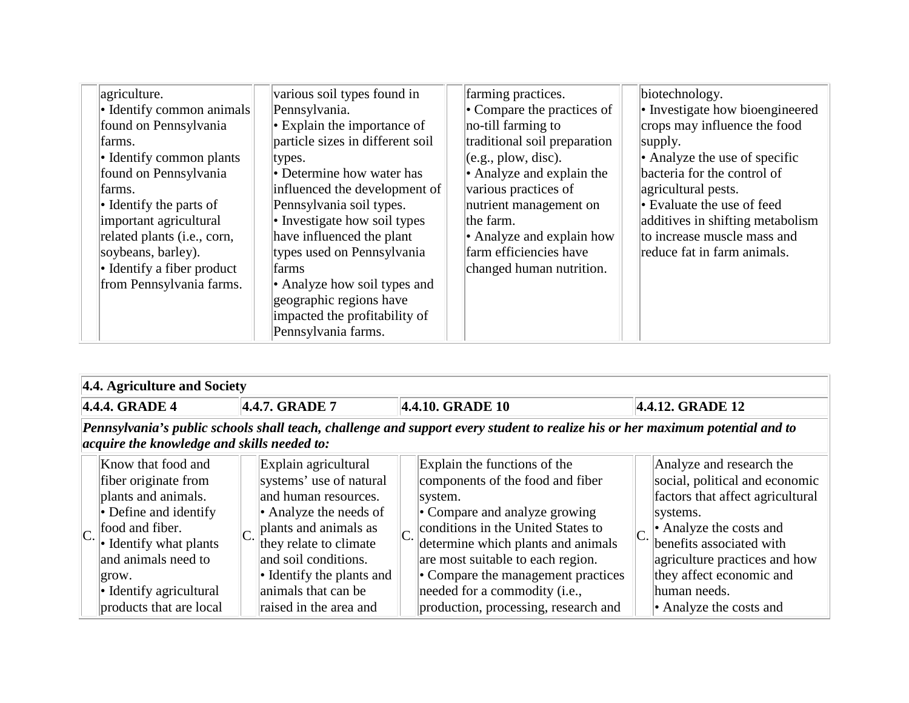| | | | | | | | |
|---|---|---|---|---|---|---|---|
| | agriculture.<br>• Identify common animals found on Pennsylvania farms.<br>• Identify common plants found on Pennsylvania farms.<br>• Identify the parts of important agricultural related plants (i.e., corn, soybeans, barley).<br>• Identify a fiber product from Pennsylvania farms. | | various soil types found in Pennsylvania.<br>• Explain the importance of particle sizes in different soil types.<br>• Determine how water has influenced the development of Pennsylvania soil types.<br>• Investigate how soil types have influenced the plant types used on Pennsylvania farms<br>• Analyze how soil types and geographic regions have impacted the profitability of Pennsylvania farms. | | farming practices.<br>• Compare the practices of no-till farming to traditional soil preparation (e.g., plow, disc).<br>• Analyze and explain the various practices of nutrient management on the farm.<br>• Analyze and explain how farm efficiencies have changed human nutrition. | | biotechnology.<br>• Investigate how bioengineered crops may influence the food supply.<br>• Analyze the use of specific bacteria for the control of agricultural pests.<br>• Evaluate the use of feed additives in shifting metabolism to increase muscle mass and reduce fat in farm animals. |

| **4.4. Agriculture and Society** | | | | | | | |
|---|---|---|---|---|---|---|---|
| **4.4.4. GRADE 4** | | **4.4.7. GRADE 7** | | **4.4.10. GRADE 10** | | **4.4.12. GRADE 12** | |
| ***Pennsylvania's public schools shall teach, challenge and support every student to realize his or her maximum potential and to acquire the knowledge and skills needed to:*** | | | | | | | |
| C. | Know that food and fiber originate from plants and animals.<br>• Define and identify food and fiber.<br>• Identify what plants and animals need to grow.<br>• Identify agricultural products that are local | C. | Explain agricultural systems' use of natural and human resources.<br>• Analyze the needs of plants and animals as they relate to climate and soil conditions.<br>• Identify the plants and animals that can be raised in the area and | C. | Explain the functions of the components of the food and fiber system.<br>• Compare and analyze growing conditions in the United States to determine which plants and animals are most suitable to each region.<br>• Compare the management practices needed for a commodity (i.e., production, processing, research and | C. | Analyze and research the social, political and economic factors that affect agricultural systems.<br>• Analyze the costs and benefits associated with agriculture practices and how they affect economic and human needs.<br>• Analyze the costs and |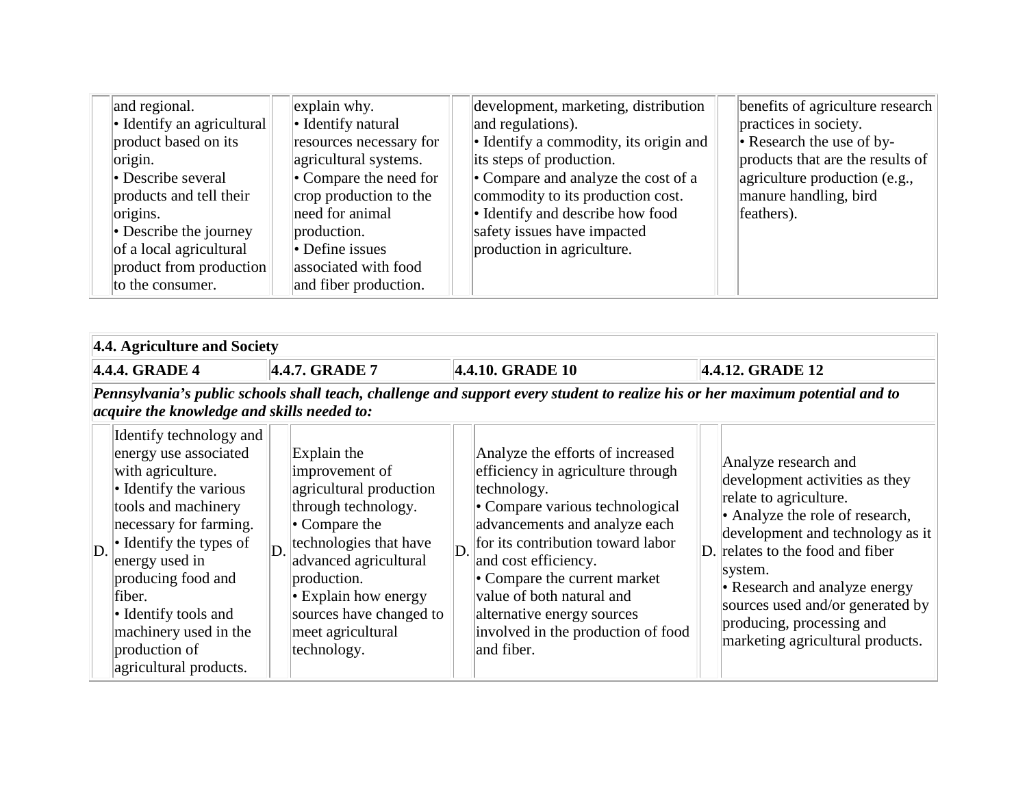| | | | | | | | |
|---|---|---|---|---|---|---|---|
| | and regional.<br>• Identify an agricultural product based on its origin.<br>• Describe several products and tell their origins.<br>• Describe the journey of a local agricultural product from production to the consumer. | | explain why.<br>• Identify natural resources necessary for agricultural systems.<br>• Compare the need for crop production to the need for animal production.<br>• Define issues associated with food and fiber production. | | development, marketing, distribution and regulations).<br>• Identify a commodity, its origin and its steps of production.<br>• Compare and analyze the cost of a commodity to its production cost.<br>• Identify and describe how food safety issues have impacted production in agriculture. | | benefits of agriculture research practices in society.<br>• Research the use of by-products that are the results of agriculture production (e.g., manure handling, bird feathers). |

| 4.4. Agriculture and Society | | | | | | | |
|---|---|---|---|---|---|---|---|
| 4.4.4. GRADE 4 | | 4.4.7. GRADE 7 | | 4.4.10. GRADE 10 | | 4.4.12. GRADE 12 | |
| ***Pennsylvania's public schools shall teach, challenge and support every student to realize his or her maximum potential and to acquire the knowledge and skills needed to:*** | | | | | | | |
| D. | Identify technology and energy use associated with agriculture.<br>• Identify the various tools and machinery necessary for farming.<br>• Identify the types of energy used in producing food and fiber.<br>• Identify tools and machinery used in the production of agricultural products. | D. | Explain the improvement of agricultural production through technology.<br>• Compare the technologies that have advanced agricultural production.<br>• Explain how energy sources have changed to meet agricultural technology. | D. | Analyze the efforts of increased efficiency in agriculture through technology.<br>• Compare various technological advancements and analyze each for its contribution toward labor and cost efficiency.<br>• Compare the current market value of both natural and alternative energy sources involved in the production of food and fiber. | D. | Analyze research and development activities as they relate to agriculture.<br>• Analyze the role of research, development and technology as it relates to the food and fiber system.<br>• Research and analyze energy sources used and/or generated by producing, processing and marketing agricultural products. |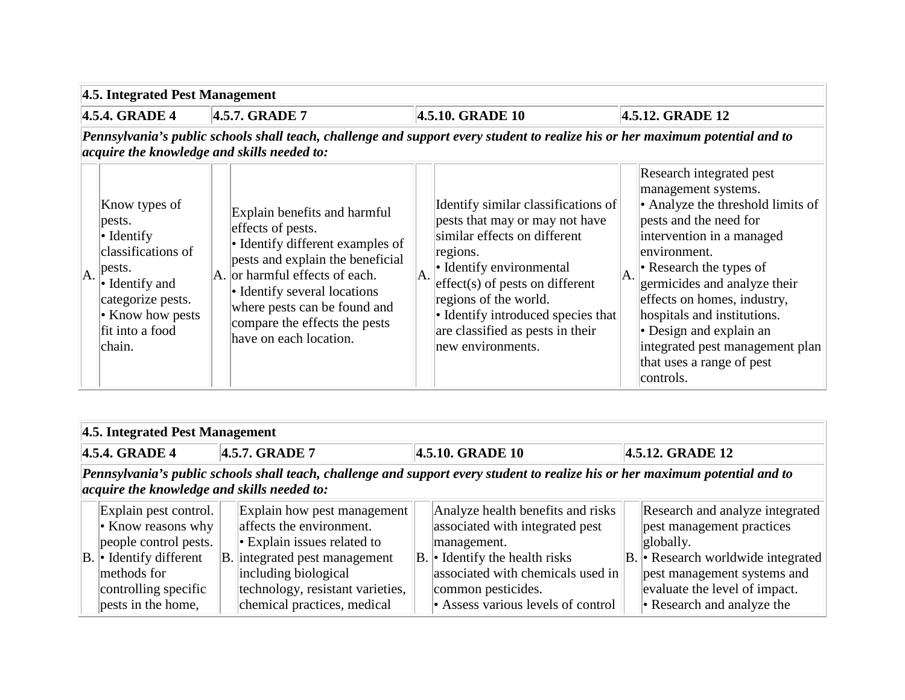| 4.5. Integrated Pest Management | | | | | | | |
|---|---|---|---|---|---|---|---|
| **4.5.4. GRADE 4** | | **4.5.7. GRADE 7** | | **4.5.10. GRADE 10** | | **4.5.12. GRADE 12** | |
| ***Pennsylvania's public schools shall teach, challenge and support every student to realize his or her maximum potential and to acquire the knowledge and skills needed to:*** | | | | | | | |
| A. | Know types of pests.<br>• Identify classifications of pests.<br>• Identify and categorize pests.<br>• Know how pests fit into a food chain. | A. | Explain benefits and harmful effects of pests.<br>• Identify different examples of pests and explain the beneficial or harmful effects of each.<br>• Identify several locations where pests can be found and compare the effects the pests have on each location. | A. | Identify similar classifications of pests that may or may not have similar effects on different regions.<br>• Identify environmental effect(s) of pests on different regions of the world.<br>• Identify introduced species that are classified as pests in their new environments. | A. | Research integrated pest management systems.<br>• Analyze the threshold limits of pests and the need for intervention in a managed environment.<br>• Research the types of germicides and analyze their effects on homes, industry, hospitals and institutions.<br>• Design and explain an integrated pest management plan that uses a range of pest controls. |

| 4.5. Integrated Pest Management | | | | | | | |
|---|---|---|---|---|---|---|---|
| **4.5.4. GRADE 4** | | **4.5.7. GRADE 7** | | **4.5.10. GRADE 10** | | **4.5.12. GRADE 12** | |
| ***Pennsylvania's public schools shall teach, challenge and support every student to realize his or her maximum potential and to acquire the knowledge and skills needed to:*** | | | | | | | |
| B. | Explain pest control.<br>• Know reasons why people control pests.<br>• Identify different methods for controlling specific pests in the home, | B. | Explain how pest management affects the environment.<br>• Explain issues related to integrated pest management including biological technology, resistant varieties, chemical practices, medical | B. | Analyze health benefits and risks associated with integrated pest management.<br>• Identify the health risks associated with chemicals used in common pesticides.<br>• Assess various levels of control | B. | Research and analyze integrated pest management practices globally.<br>• Research worldwide integrated pest management systems and evaluate the level of impact.<br>• Research and analyze the |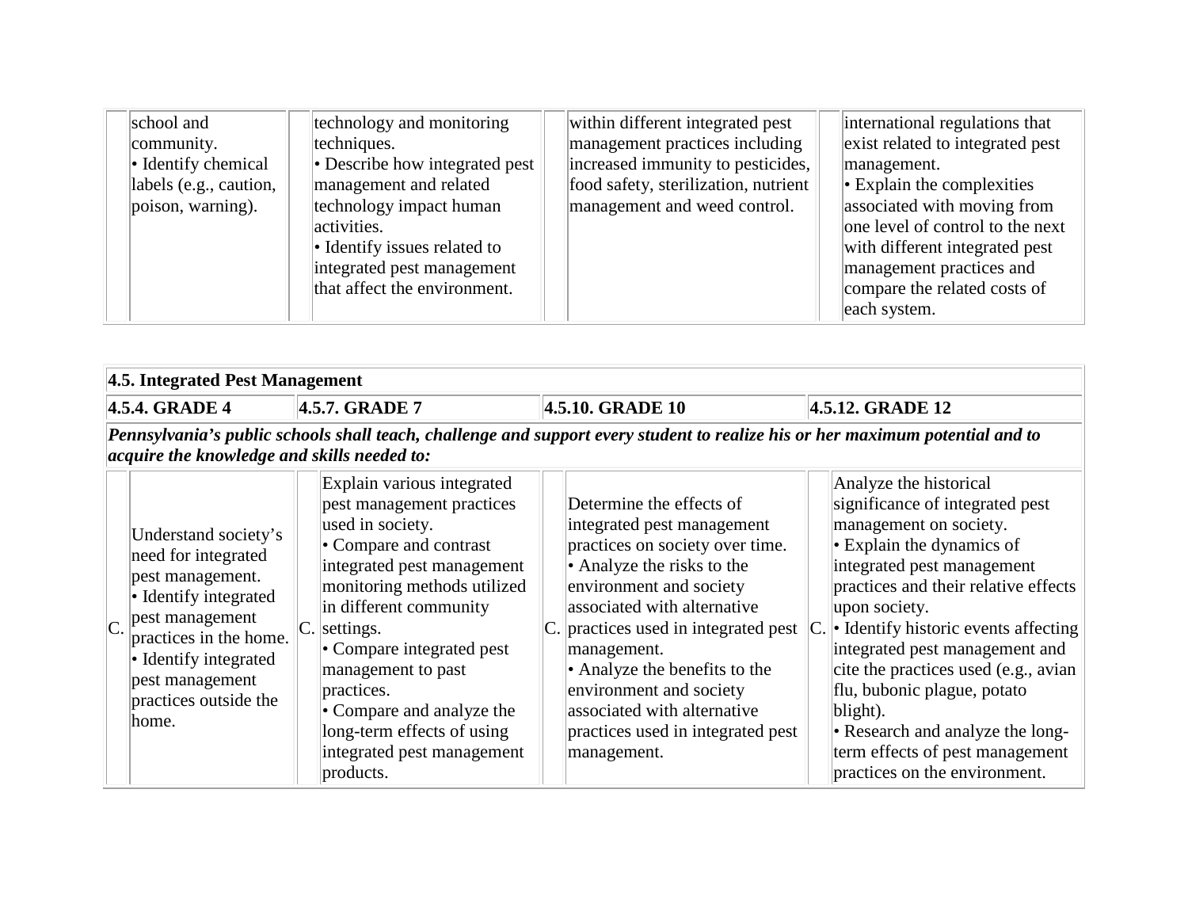| | | | | | | | |
|---|---|---|---|---|---|---|---|
| | school and community.<br>• Identify chemical labels (e.g., caution, poison, warning). | | technology and monitoring techniques.<br>• Describe how integrated pest management and related technology impact human activities.<br>• Identify issues related to integrated pest management that affect the environment. | | within different integrated pest management practices including increased immunity to pesticides, food safety, sterilization, nutrient management and weed control. | | international regulations that exist related to integrated pest management.<br>• Explain the complexities associated with moving from one level of control to the next with different integrated pest management practices and compare the related costs of each system. |

| **4.5. Integrated Pest Management** | | | | | | | |
|---|---|---|---|---|---|---|---|
| **4.5.4. GRADE 4** | | **4.5.7. GRADE 7** | | **4.5.10. GRADE 10** | | **4.5.12. GRADE 12** | |
| ***Pennsylvania's public schools shall teach, challenge and support every student to realize his or her maximum potential and to acquire the knowledge and skills needed to:*** | | | | | | | |
| C. | Understand society's need for integrated pest management.<br>• Identify integrated pest management practices in the home.<br>• Identify integrated pest management practices outside the home. | C. | Explain various integrated pest management practices used in society.<br>• Compare and contrast integrated pest management monitoring methods utilized in different community settings.<br>• Compare integrated pest management to past practices.<br>• Compare and analyze the long-term effects of using integrated pest management products. | C. | Determine the effects of integrated pest management practices on society over time.<br>• Analyze the risks to the environment and society associated with alternative practices used in integrated pest management.<br>• Analyze the benefits to the environment and society associated with alternative practices used in integrated pest management. | C. | Analyze the historical significance of integrated pest management on society.<br>• Explain the dynamics of integrated pest management practices and their relative effects upon society.<br>• Identify historic events affecting integrated pest management and cite the practices used (e.g., avian flu, bubonic plague, potato blight).<br>• Research and analyze the long-term effects of pest management practices on the environment. |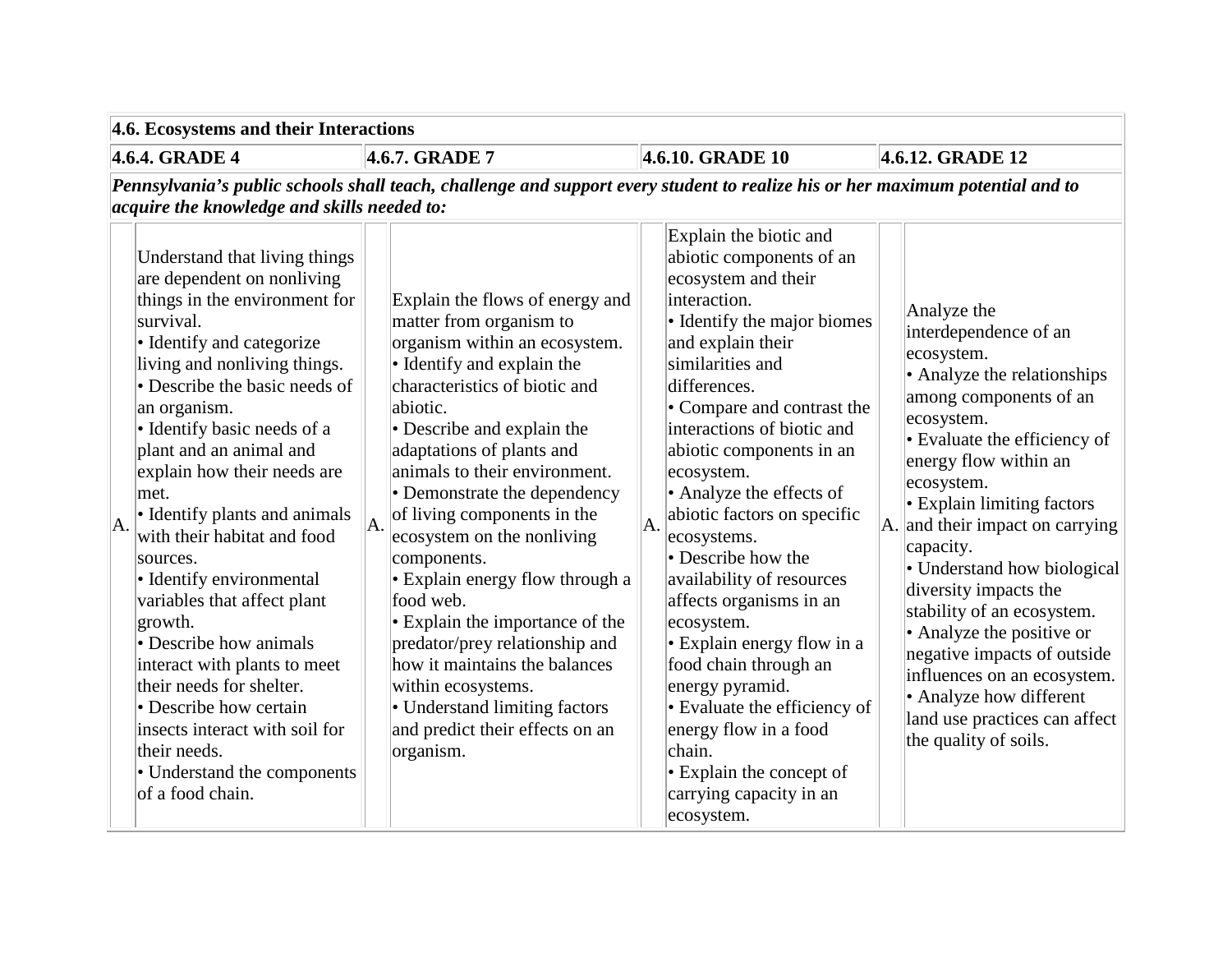| 4.6. Ecosystems and their Interactions | | | | | | | |
|---|---|---|---|---|---|---|---|
| **4.6.4. GRADE 4** | | **4.6.7. GRADE 7** | | **4.6.10. GRADE 10** | | **4.6.12. GRADE 12** | |
| ***Pennsylvania's public schools shall teach, challenge and support every student to realize his or her maximum potential and to acquire the knowledge and skills needed to:*** | | | | | | | |
| A. | Understand that living things are dependent on nonliving things in the environment for survival.<br>• Identify and categorize living and nonliving things.<br>• Describe the basic needs of an organism.<br>• Identify basic needs of a plant and an animal and explain how their needs are met.<br>• Identify plants and animals with their habitat and food sources.<br>• Identify environmental variables that affect plant growth.<br>• Describe how animals interact with plants to meet their needs for shelter.<br>• Describe how certain insects interact with soil for their needs.<br>• Understand the components of a food chain. | A. | Explain the flows of energy and matter from organism to organism within an ecosystem.<br>• Identify and explain the characteristics of biotic and abiotic.<br>• Describe and explain the adaptations of plants and animals to their environment.<br>• Demonstrate the dependency of living components in the ecosystem on the nonliving components.<br>• Explain energy flow through a food web.<br>• Explain the importance of the predator/prey relationship and how it maintains the balances within ecosystems.<br>• Understand limiting factors and predict their effects on an organism. | A. | Explain the biotic and abiotic components of an ecosystem and their interaction.<br>• Identify the major biomes and explain their similarities and differences.<br>• Compare and contrast the interactions of biotic and abiotic components in an ecosystem.<br>• Analyze the effects of abiotic factors on specific ecosystems.<br>• Describe how the availability of resources affects organisms in an ecosystem.<br>• Explain energy flow in a food chain through an energy pyramid.<br>• Evaluate the efficiency of energy flow in a food chain.<br>• Explain the concept of carrying capacity in an ecosystem. | A. | Analyze the interdependence of an ecosystem.<br>• Analyze the relationships among components of an ecosystem.<br>• Evaluate the efficiency of energy flow within an ecosystem.<br>• Explain limiting factors and their impact on carrying capacity.<br>• Understand how biological diversity impacts the stability of an ecosystem.<br>• Analyze the positive or negative impacts of outside influences on an ecosystem.<br>• Analyze how different land use practices can affect the quality of soils. |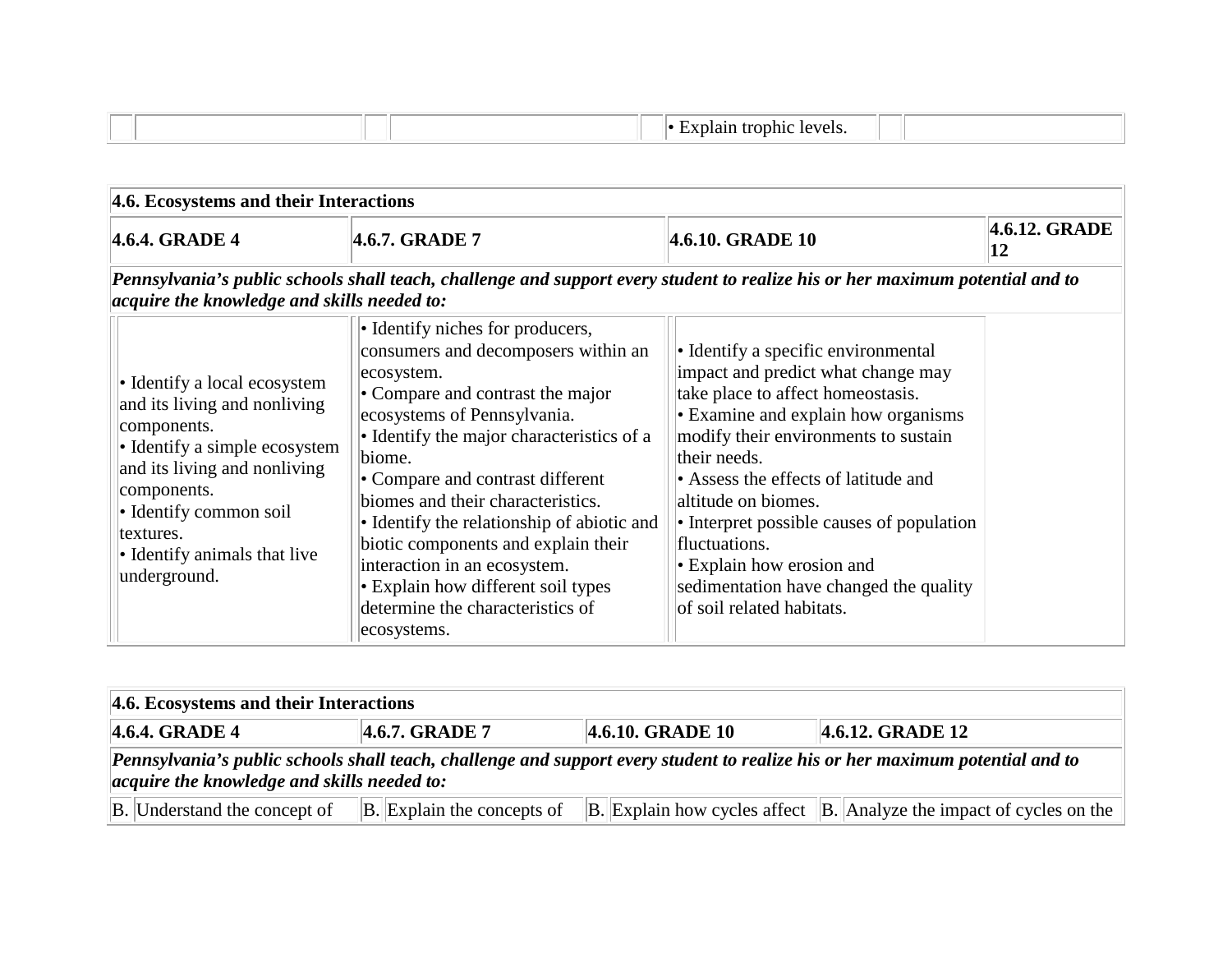| | | | | | • Explain trophic levels. | | |
|---|---|---|---|---|---|---|---|

| 4.6. Ecosystems and their Interactions | | | |
|---|---|---|---|
| **4.6.4. GRADE 4** | **4.6.7. GRADE 7** | **4.6.10. GRADE 10** | **4.6.12. GRADE 12** |
| ***Pennsylvania's public schools shall teach, challenge and support every student to realize his or her maximum potential and to acquire the knowledge and skills needed to:*** | | | |
| • Identify a local ecosystem and its living and nonliving components.<br>• Identify a simple ecosystem and its living and nonliving components.<br>• Identify common soil textures.<br>• Identify animals that live underground. | • Identify niches for producers, consumers and decomposers within an ecosystem.<br>• Compare and contrast the major ecosystems of Pennsylvania.<br>• Identify the major characteristics of a biome.<br>• Compare and contrast different biomes and their characteristics.<br>• Identify the relationship of abiotic and biotic components and explain their interaction in an ecosystem.<br>• Explain how different soil types determine the characteristics of ecosystems. | • Identify a specific environmental impact and predict what change may take place to affect homeostasis.<br>• Examine and explain how organisms modify their environments to sustain their needs.<br>• Assess the effects of latitude and altitude on biomes.<br>• Interpret possible causes of population fluctuations.<br>• Explain how erosion and sedimentation have changed the quality of soil related habitats. | |

| 4.6. Ecosystems and their Interactions | | | | | | | |
|---|---|---|---|---|---|---|---|
| **4.6.4. GRADE 4** | | **4.6.7. GRADE 7** | | **4.6.10. GRADE 10** | | **4.6.12. GRADE 12** | |
| ***Pennsylvania's public schools shall teach, challenge and support every student to realize his or her maximum potential and to acquire the knowledge and skills needed to:*** | | | | | | | |
| B. | Understand the concept of | B. | Explain the concepts of | B. | Explain how cycles affect | B. | Analyze the impact of cycles on the |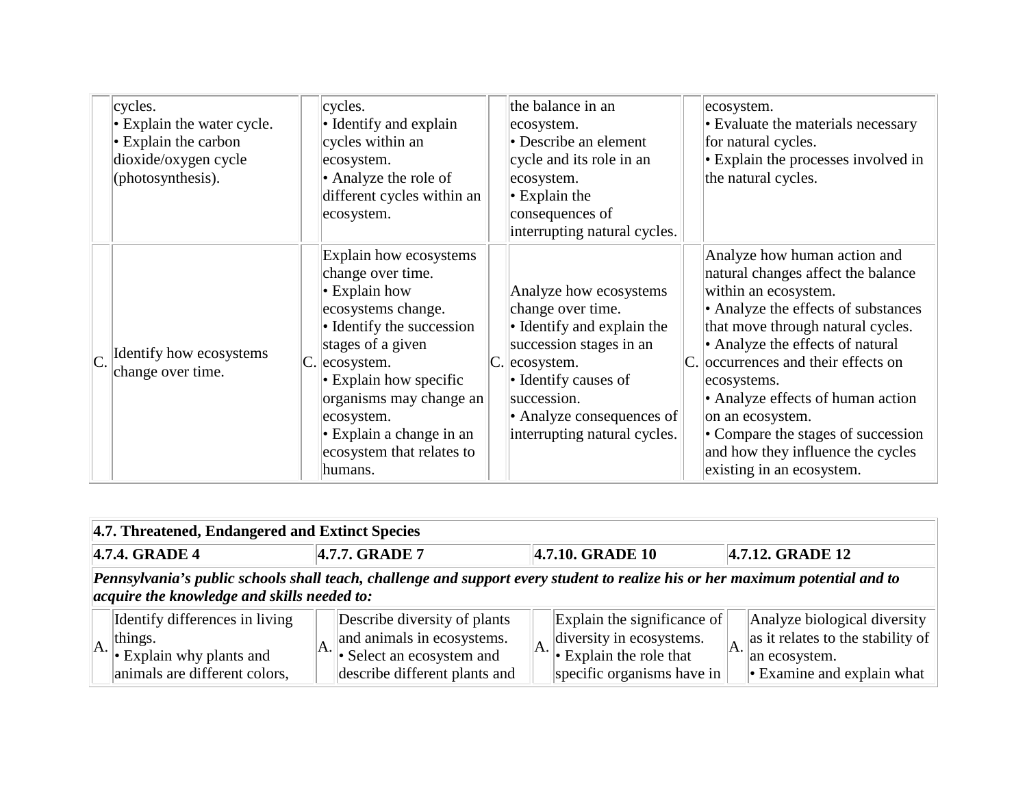| | | | | | | | |
|---|---|---|---|---|---|---|---|
| | cycles.<br>• Explain the water cycle.<br>• Explain the carbon dioxide/oxygen cycle (photosynthesis). | | cycles.<br>• Identify and explain cycles within an ecosystem.<br>• Analyze the role of different cycles within an ecosystem. | | the balance in an ecosystem.<br>• Describe an element cycle and its role in an ecosystem.<br>• Explain the consequences of interrupting natural cycles. | | ecosystem.<br>• Evaluate the materials necessary for natural cycles.<br>• Explain the processes involved in the natural cycles. |
| C. | Identify how ecosystems change over time. | C. | Explain how ecosystems change over time.<br>• Explain how ecosystems change.<br>• Identify the succession stages of a given ecosystem.<br>• Explain how specific organisms may change an ecosystem.<br>• Explain a change in an ecosystem that relates to humans. | C. | Analyze how ecosystems change over time.<br>• Identify and explain the succession stages in an ecosystem.<br>• Identify causes of succession.<br>• Analyze consequences of interrupting natural cycles. | C. | Analyze how human action and natural changes affect the balance within an ecosystem.<br>• Analyze the effects of substances that move through natural cycles.<br>• Analyze the effects of natural occurrences and their effects on ecosystems.<br>• Analyze effects of human action on an ecosystem.<br>• Compare the stages of succession and how they influence the cycles existing in an ecosystem. |

| **4.7. Threatened, Endangered and Extinct Species** | | | | | | | |
|---|---|---|---|---|---|---|---|
| **4.7.4. GRADE 4** | | **4.7.7. GRADE 7** | | **4.7.10. GRADE 10** | | **4.7.12. GRADE 12** | |
| ***Pennsylvania's public schools shall teach, challenge and support every student to realize his or her maximum potential and to acquire the knowledge and skills needed to:*** | | | | | | | |
| A. | Identify differences in living things.<br>• Explain why plants and animals are different colors, | A. | Describe diversity of plants and animals in ecosystems.<br>• Select an ecosystem and describe different plants and | A. | Explain the significance of diversity in ecosystems.<br>• Explain the role that specific organisms have in | A. | Analyze biological diversity as it relates to the stability of an ecosystem.<br>• Examine and explain what |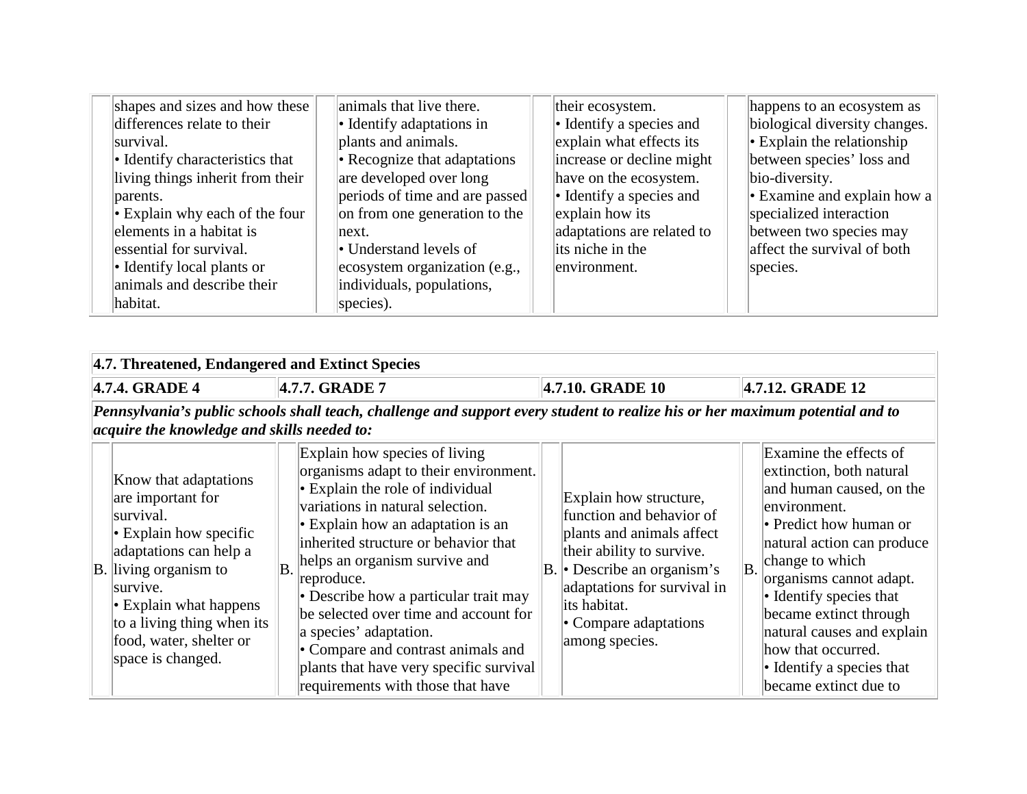| | | | | | | | |
|---|---|---|---|---|---|---|---|
| | shapes and sizes and how these differences relate to their survival.<br>• Identify characteristics that living things inherit from their parents.<br>• Explain why each of the four elements in a habitat is essential for survival.<br>• Identify local plants or animals and describe their habitat. | | animals that live there.<br>• Identify adaptations in plants and animals.<br>• Recognize that adaptations are developed over long periods of time and are passed on from one generation to the next.<br>• Understand levels of ecosystem organization (e.g., individuals, populations, species). | | their ecosystem.<br>• Identify a species and explain what effects its increase or decline might have on the ecosystem.<br>• Identify a species and explain how its adaptations are related to its niche in the environment. | | happens to an ecosystem as biological diversity changes.<br>• Explain the relationship between species' loss and bio-diversity.<br>• Examine and explain how a specialized interaction between two species may affect the survival of both species. |

| **4.7. Threatened, Endangered and Extinct Species** | | | | | | | |
|---|---|---|---|---|---|---|---|
| **4.7.4. GRADE 4** | | **4.7.7. GRADE 7** | | **4.7.10. GRADE 10** | | **4.7.12. GRADE 12** | |
| ***Pennsylvania's public schools shall teach, challenge and support every student to realize his or her maximum potential and to acquire the knowledge and skills needed to:*** | | | | | | | |
| B. | Know that adaptations are important for survival.<br>• Explain how specific adaptations can help a living organism to survive.<br>• Explain what happens to a living thing when its food, water, shelter or space is changed. | B. | Explain how species of living organisms adapt to their environment.<br>• Explain the role of individual variations in natural selection.<br>• Explain how an adaptation is an inherited structure or behavior that helps an organism survive and reproduce.<br>• Describe how a particular trait may be selected over time and account for a species' adaptation.<br>• Compare and contrast animals and plants that have very specific survival requirements with those that have | B. | Explain how structure, function and behavior of plants and animals affect their ability to survive.<br>• Describe an organism's adaptations for survival in its habitat.<br>• Compare adaptations among species. | B. | Examine the effects of extinction, both natural and human caused, on the environment.<br>• Predict how human or natural action can produce change to which organisms cannot adapt.<br>• Identify species that became extinct through natural causes and explain how that occurred.<br>• Identify a species that became extinct due to |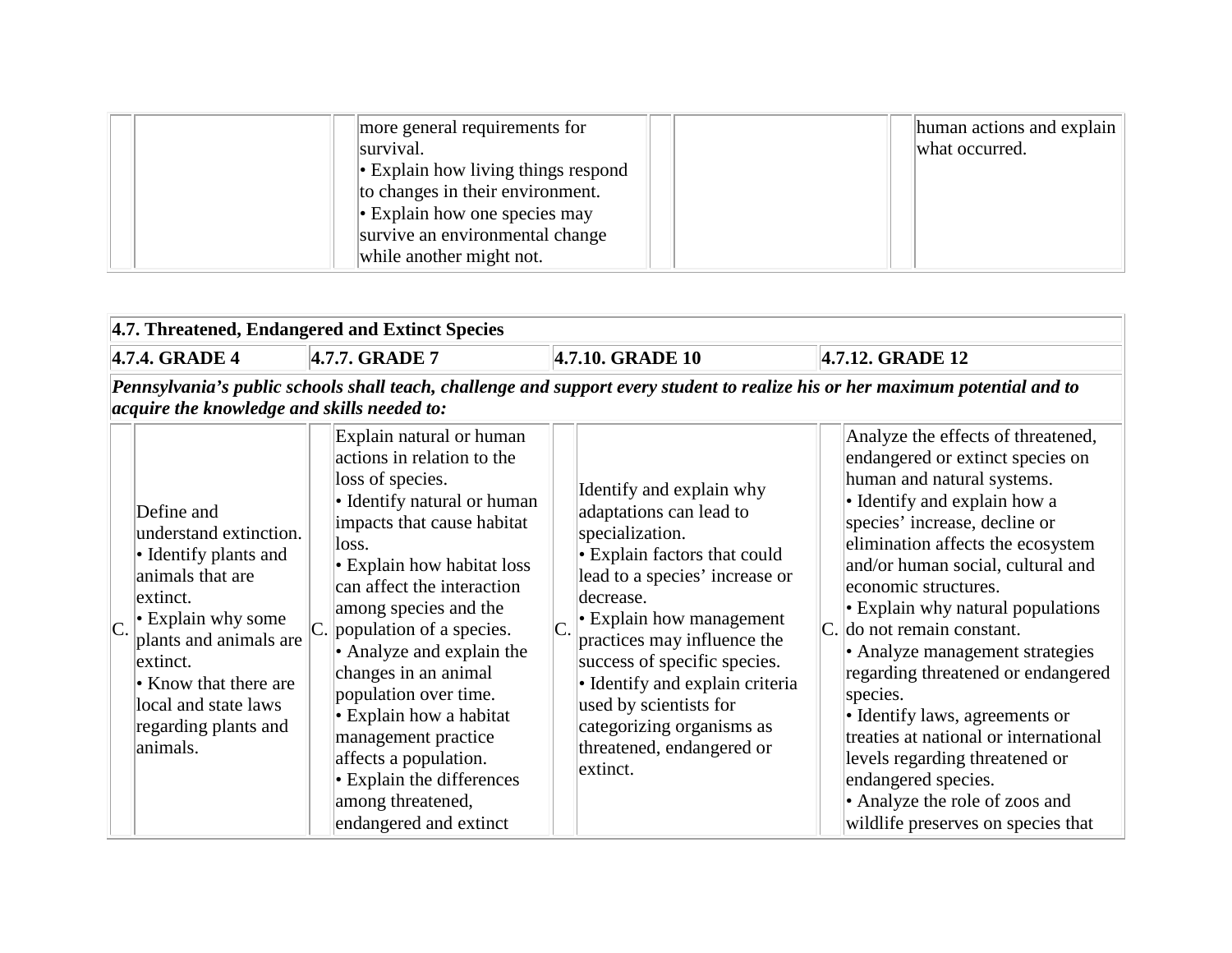| | | | | | | | |
|---|---|---|---|---|---|---|---|
| | | | more general requirements for survival.<br>• Explain how living things respond to changes in their environment.<br>• Explain how one species may survive an environmental change while another might not. | | | | human actions and explain what occurred. |

| **4.7. Threatened, Endangered and Extinct Species** | | | | | | | |
|---|---|---|---|---|---|---|---|
| **4.7.4. GRADE 4** | | **4.7.7. GRADE 7** | | **4.7.10. GRADE 10** | | **4.7.12. GRADE 12** | |
| ***Pennsylvania's public schools shall teach, challenge and support every student to realize his or her maximum potential and to acquire the knowledge and skills needed to:*** | | | | | | | |
| C. | Define and understand extinction.<br>• Identify plants and animals that are extinct.<br>• Explain why some plants and animals are extinct.<br>• Know that there are local and state laws regarding plants and animals. | C. | Explain natural or human actions in relation to the loss of species.<br>• Identify natural or human impacts that cause habitat loss.<br>• Explain how habitat loss can affect the interaction among species and the population of a species.<br>• Analyze and explain the changes in an animal population over time.<br>• Explain how a habitat management practice affects a population.<br>• Explain the differences among threatened, endangered and extinct | C. | Identify and explain why adaptations can lead to specialization.<br>• Explain factors that could lead to a species' increase or decrease.<br>• Explain how management practices may influence the success of specific species.<br>• Identify and explain criteria used by scientists for categorizing organisms as threatened, endangered or extinct. | C. | Analyze the effects of threatened, endangered or extinct species on human and natural systems.<br>• Identify and explain how a species' increase, decline or elimination affects the ecosystem and/or human social, cultural and economic structures.<br>• Explain why natural populations do not remain constant.<br>• Analyze management strategies regarding threatened or endangered species.<br>• Identify laws, agreements or treaties at national or international levels regarding threatened or endangered species.<br>• Analyze the role of zoos and wildlife preserves on species that |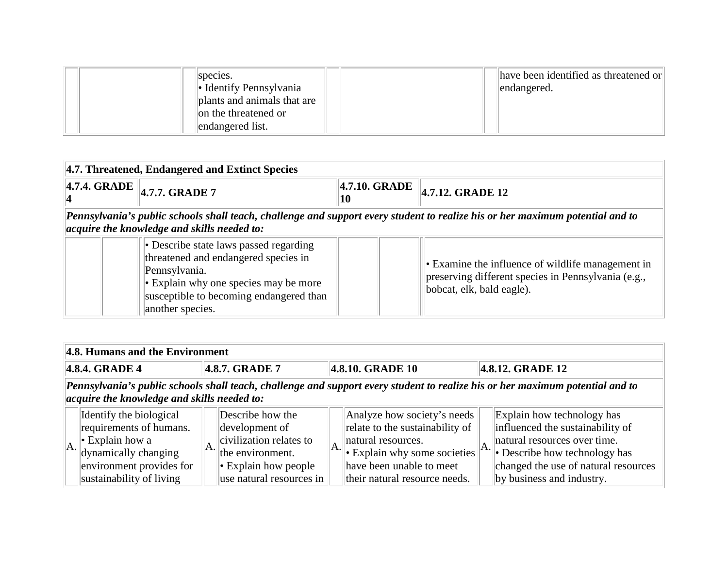| | | | | | | | |
|---|---|---|---|---|---|---|---|
| | | | species.<br>• Identify Pennsylvania plants and animals that are on the threatened or endangered list. | | | | have been identified as threatened or endangered. |

| 4.7. Threatened, Endangered and Extinct Species | | | |
|---|---|---|---|
| **4.7.4. GRADE 4** | **4.7.7. GRADE 7** | **4.7.10. GRADE 10** | **4.7.12. GRADE 12** |
| ***Pennsylvania's public schools shall teach, challenge and support every student to realize his or her maximum potential and to acquire the knowledge and skills needed to:*** | | | |
| | • Describe state laws passed regarding threatened and endangered species in Pennsylvania.<br>• Explain why one species may be more susceptible to becoming endangered than another species. | | • Examine the influence of wildlife management in preserving different species in Pennsylvania (e.g., bobcat, elk, bald eagle). |

| 4.8. Humans and the Environment | | | | | | | |
|---|---|---|---|---|---|---|---|
| **4.8.4. GRADE 4** | | **4.8.7. GRADE 7** | | **4.8.10. GRADE 10** | | **4.8.12. GRADE 12** | |
| ***Pennsylvania's public schools shall teach, challenge and support every student to realize his or her maximum potential and to acquire the knowledge and skills needed to:*** | | | | | | | |
| A. | Identify the biological requirements of humans.<br>• Explain how a dynamically changing environment provides for sustainability of living | A. | Describe how the development of civilization relates to the environment.<br>• Explain how people use natural resources in | A. | Analyze how society's needs relate to the sustainability of natural resources.<br>• Explain why some societies have been unable to meet their natural resource needs. | A. | Explain how technology has influenced the sustainability of natural resources over time.<br>• Describe how technology has changed the use of natural resources by business and industry. |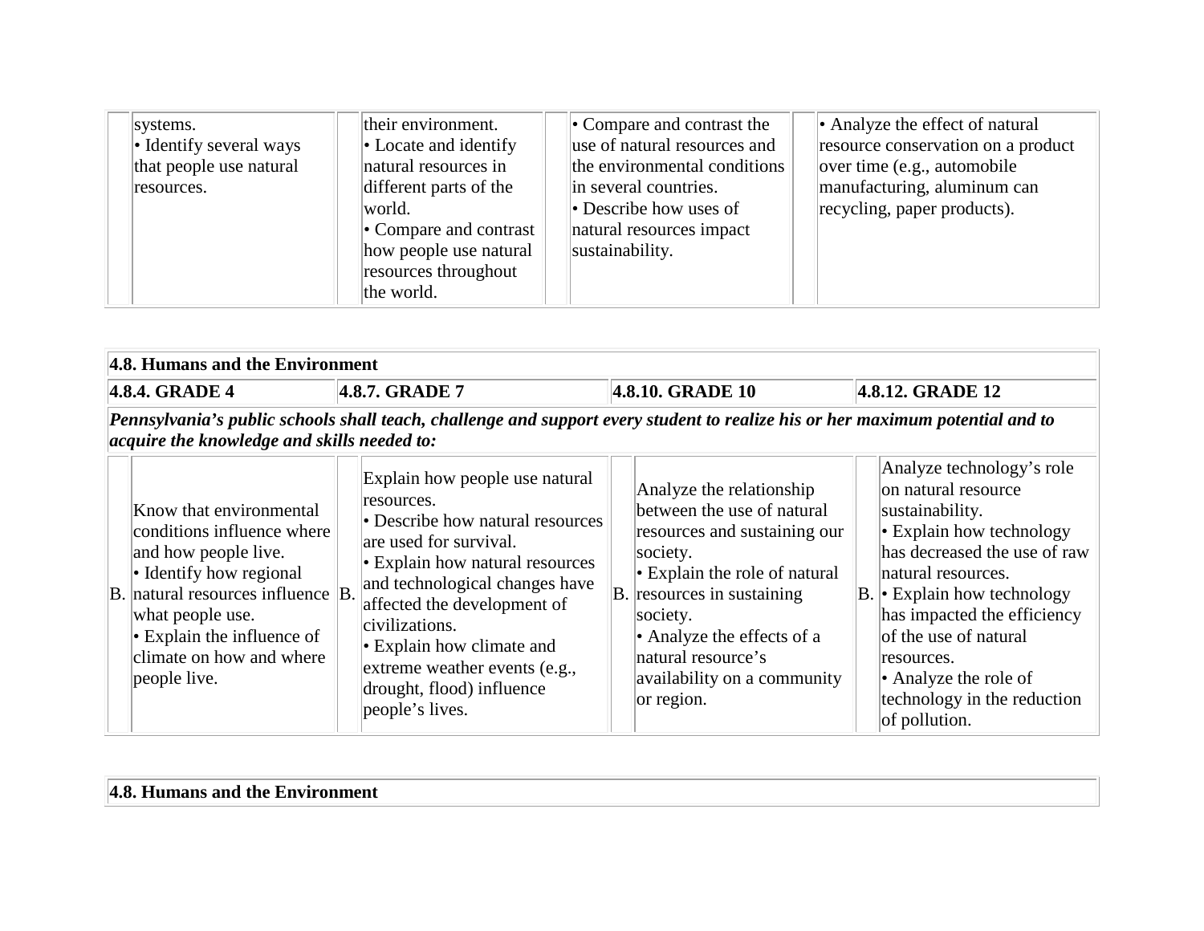| | | | | | | | |
|---|---|---|---|---|---|---|---|
| | systems.<br>• Identify several ways that people use natural resources. | | their environment.<br>• Locate and identify natural resources in different parts of the world.<br>• Compare and contrast how people use natural resources throughout the world. | | • Compare and contrast the use of natural resources and the environmental conditions in several countries.<br>• Describe how uses of natural resources impact sustainability. | | • Analyze the effect of natural resource conservation on a product over time (e.g., automobile manufacturing, aluminum can recycling, paper products). |

| **4.8. Humans and the Environment** | | | | | | | |
|---|---|---|---|---|---|---|---|
| **4.8.4. GRADE 4** | | **4.8.7. GRADE 7** | | **4.8.10. GRADE 10** | | **4.8.12. GRADE 12** | |
| ***Pennsylvania's public schools shall teach, challenge and support every student to realize his or her maximum potential and to acquire the knowledge and skills needed to:*** | | | | | | | |
| B. | Know that environmental conditions influence where and how people live.<br>• Identify how regional natural resources influence what people use.<br>• Explain the influence of climate on how and where people live. | B. | Explain how people use natural resources.<br>• Describe how natural resources are used for survival.<br>• Explain how natural resources and technological changes have affected the development of civilizations.<br>• Explain how climate and extreme weather events (e.g., drought, flood) influence people's lives. | B. | Analyze the relationship between the use of natural resources and sustaining our society.<br>• Explain the role of natural resources in sustaining society.<br>• Analyze the effects of a natural resource's availability on a community or region. | B. | Analyze technology's role on natural resource sustainability.<br>• Explain how technology has decreased the use of raw natural resources.<br>• Explain how technology has impacted the efficiency of the use of natural resources.<br>• Analyze the role of technology in the reduction of pollution. |

| **4.8. Humans and the Environment** |
|---|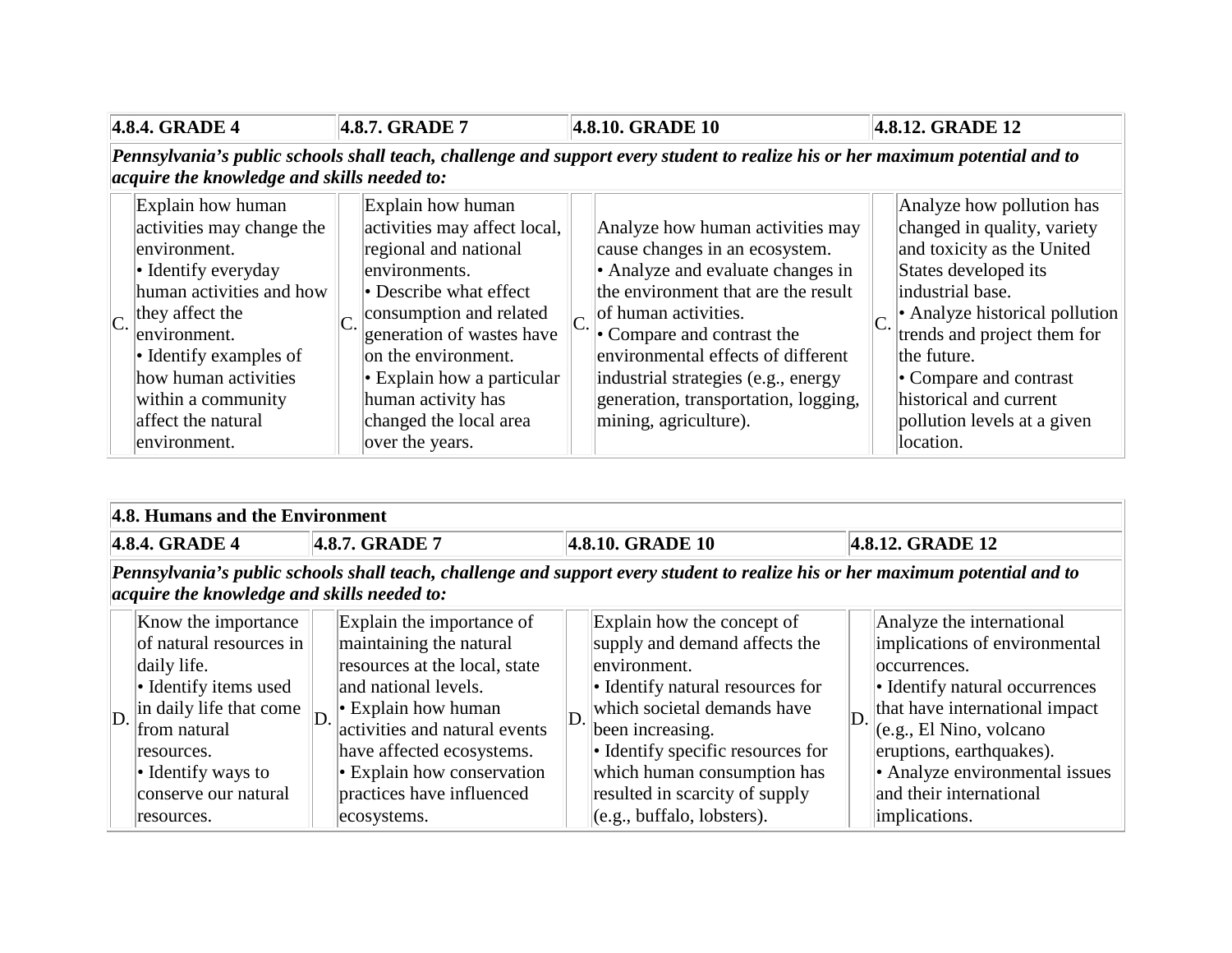| 4.8.4. GRADE 4 | | 4.8.7. GRADE 7 | | 4.8.10. GRADE 10 | | 4.8.12. GRADE 12 | |
|---|---|---|---|---|---|---|---|
| ***Pennsylvania's public schools shall teach, challenge and support every student to realize his or her maximum potential and to acquire the knowledge and skills needed to:*** | | | | | | | |
| C. | Explain how human activities may change the environment. • Identify everyday human activities and how they affect the environment. • Identify examples of how human activities within a community affect the natural environment. | C. | Explain how human activities may affect local, regional and national environments. • Describe what effect consumption and related generation of wastes have on the environment. • Explain how a particular human activity has changed the local area over the years. | C. | Analyze how human activities may cause changes in an ecosystem. • Analyze and evaluate changes in the environment that are the result of human activities. • Compare and contrast the environmental effects of different industrial strategies (e.g., energy generation, transportation, logging, mining, agriculture). | C. | Analyze how pollution has changed in quality, variety and toxicity as the United States developed its industrial base. • Analyze historical pollution trends and project them for the future. • Compare and contrast historical and current pollution levels at a given location. |

| 4.8. Humans and the Environment | | | | | | | |
|---|---|---|---|---|---|---|---|
| **4.8.4. GRADE 4** | | **4.8.7. GRADE 7** | | **4.8.10. GRADE 10** | | **4.8.12. GRADE 12** | |
| ***Pennsylvania's public schools shall teach, challenge and support every student to realize his or her maximum potential and to acquire the knowledge and skills needed to:*** | | | | | | | |
| D. | Know the importance of natural resources in daily life. • Identify items used in daily life that come from natural resources. • Identify ways to conserve our natural resources. | D. | Explain the importance of maintaining the natural resources at the local, state and national levels. • Explain how human activities and natural events have affected ecosystems. • Explain how conservation practices have influenced ecosystems. | D. | Explain how the concept of supply and demand affects the environment. • Identify natural resources for which societal demands have been increasing. • Identify specific resources for which human consumption has resulted in scarcity of supply (e.g., buffalo, lobsters). | D. | Analyze the international implications of environmental occurrences. • Identify natural occurrences that have international impact (e.g., El Nino, volcano eruptions, earthquakes). • Analyze environmental issues and their international implications. |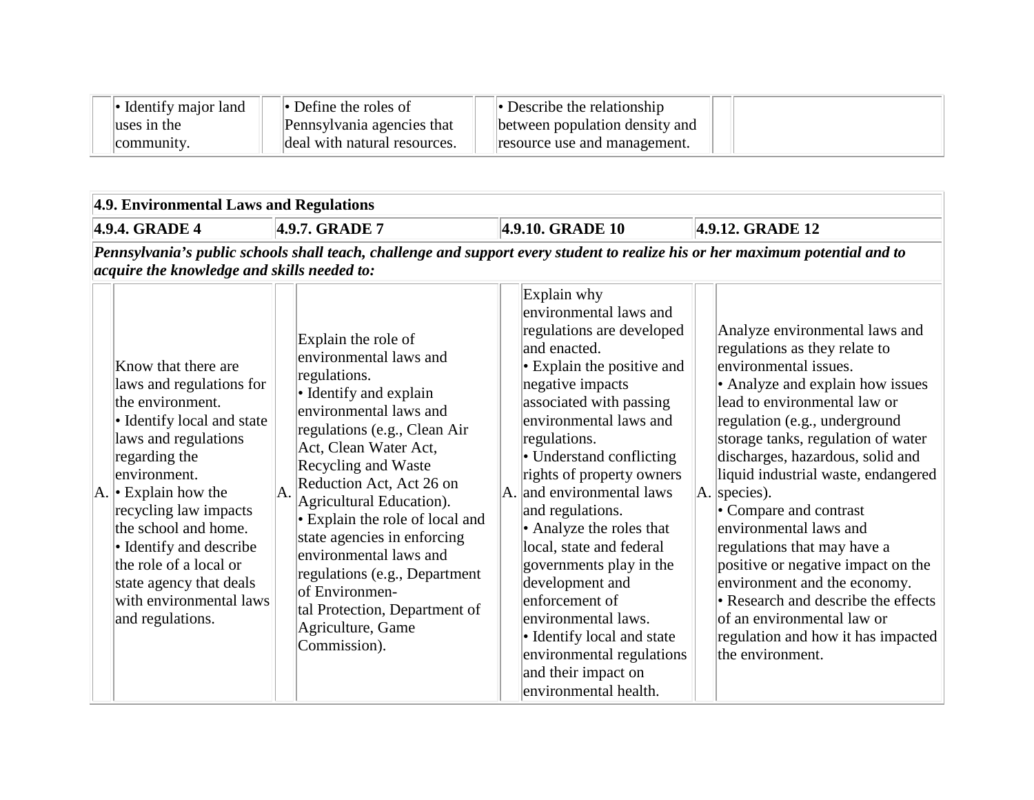| | | | | | | | |
|---|---|---|---|---|---|---|---|
| | • Identify major land uses in the community. | | • Define the roles of Pennsylvania agencies that deal with natural resources. | | • Describe the relationship between population density and resource use and management. | | |

| 4.9. Environmental Laws and Regulations | | | | | | | |
|---|---|---|---|---|---|---|---|
| **4.9.4. GRADE 4** | | **4.9.7. GRADE 7** | | **4.9.10. GRADE 10** | | **4.9.12. GRADE 12** | |
| ***Pennsylvania's public schools shall teach, challenge and support every student to realize his or her maximum potential and to acquire the knowledge and skills needed to:*** | | | | | | | |
| A. | Know that there are laws and regulations for the environment.<br>• Identify local and state laws and regulations regarding the environment.<br>• Explain how the recycling law impacts the school and home.<br>• Identify and describe the role of a local or state agency that deals with environmental laws and regulations. | A. | Explain the role of environmental laws and regulations.<br>• Identify and explain environmental laws and regulations (e.g., Clean Air Act, Clean Water Act, Recycling and Waste Reduction Act, Act 26 on Agricultural Education).<br>• Explain the role of local and state agencies in enforcing environmental laws and regulations (e.g., Department of Environmental Protection, Department of Agriculture, Game Commission). | A. | Explain why environmental laws and regulations are developed and enacted.<br>• Explain the positive and negative impacts associated with passing environmental laws and regulations.<br>• Understand conflicting rights of property owners and environmental laws and regulations.<br>• Analyze the roles that local, state and federal governments play in the development and enforcement of environmental laws.<br>• Identify local and state environmental regulations and their impact on environmental health. | A. | Analyze environmental laws and regulations as they relate to environmental issues.<br>• Analyze and explain how issues lead to environmental law or regulation (e.g., underground storage tanks, regulation of water discharges, hazardous, solid and liquid industrial waste, endangered species).<br>• Compare and contrast environmental laws and regulations that may have a positive or negative impact on the environment and the economy.<br>• Research and describe the effects of an environmental law or regulation and how it has impacted the environment. |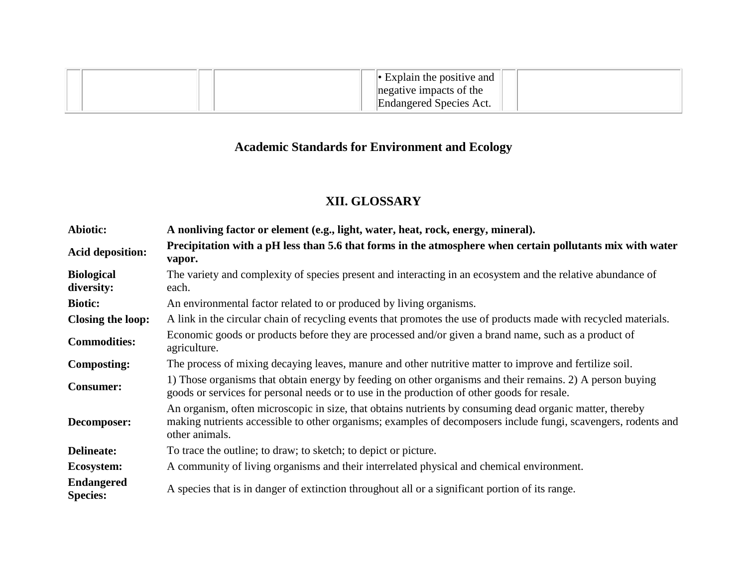| | | | | | | | |
|---|---|---|---|---|---|---|---|
| | | | | | • Explain the positive and negative impacts of the Endangered Species Act. | | |

## Academic Standards for Environment and Ecology

## XII. GLOSSARY

| | |
|---|---|
| **Abiotic:** | **A nonliving factor or element (e.g., light, water, heat, rock, energy, mineral).** |
| **Acid deposition:** | **Precipitation with a pH less than 5.6 that forms in the atmosphere when certain pollutants mix with water vapor.** |
| **Biological diversity:** | The variety and complexity of species present and interacting in an ecosystem and the relative abundance of each. |
| **Biotic:** | An environmental factor related to or produced by living organisms. |
| **Closing the loop:** | A link in the circular chain of recycling events that promotes the use of products made with recycled materials. |
| **Commodities:** | Economic goods or products before they are processed and/or given a brand name, such as a product of agriculture. |
| **Composting:** | The process of mixing decaying leaves, manure and other nutritive matter to improve and fertilize soil. |
| **Consumer:** | 1) Those organisms that obtain energy by feeding on other organisms and their remains. 2) A person buying goods or services for personal needs or to use in the production of other goods for resale. |
| **Decomposer:** | An organism, often microscopic in size, that obtains nutrients by consuming dead organic matter, thereby making nutrients accessible to other organisms; examples of decomposers include fungi, scavengers, rodents and other animals. |
| **Delineate:** | To trace the outline; to draw; to sketch; to depict or picture. |
| **Ecosystem:** | A community of living organisms and their interrelated physical and chemical environment. |
| **Endangered Species:** | A species that is in danger of extinction throughout all or a significant portion of its range. |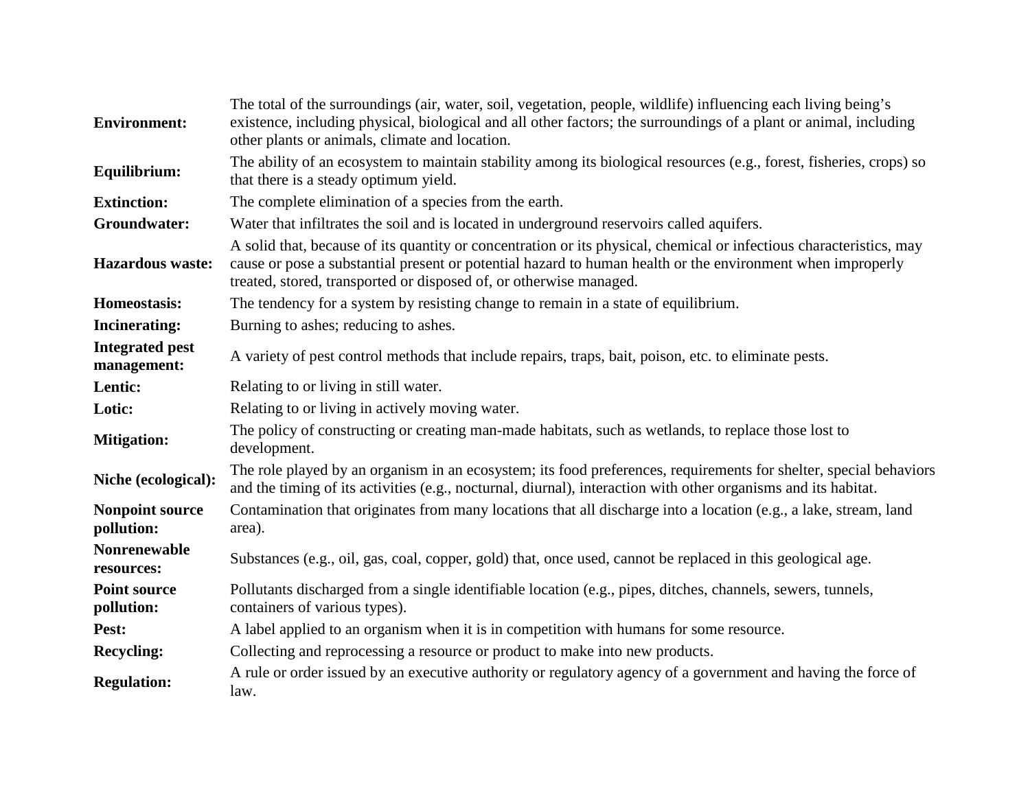| | |
|---|---|
| **Environment:** | The total of the surroundings (air, water, soil, vegetation, people, wildlife) influencing each living being's existence, including physical, biological and all other factors; the surroundings of a plant or animal, including other plants or animals, climate and location. |
| **Equilibrium:** | The ability of an ecosystem to maintain stability among its biological resources (e.g., forest, fisheries, crops) so that there is a steady optimum yield. |
| **Extinction:** | The complete elimination of a species from the earth. |
| **Groundwater:** | Water that infiltrates the soil and is located in underground reservoirs called aquifers. |
| **Hazardous waste:** | A solid that, because of its quantity or concentration or its physical, chemical or infectious characteristics, may cause or pose a substantial present or potential hazard to human health or the environment when improperly treated, stored, transported or disposed of, or otherwise managed. |
| **Homeostasis:** | The tendency for a system by resisting change to remain in a state of equilibrium. |
| **Incinerating:** | Burning to ashes; reducing to ashes. |
| **Integrated pest management:** | A variety of pest control methods that include repairs, traps, bait, poison, etc. to eliminate pests. |
| **Lentic:** | Relating to or living in still water. |
| **Lotic:** | Relating to or living in actively moving water. |
| **Mitigation:** | The policy of constructing or creating man-made habitats, such as wetlands, to replace those lost to development. |
| **Niche (ecological):** | The role played by an organism in an ecosystem; its food preferences, requirements for shelter, special behaviors and the timing of its activities (e.g., nocturnal, diurnal), interaction with other organisms and its habitat. |
| **Nonpoint source pollution:** | Contamination that originates from many locations that all discharge into a location (e.g., a lake, stream, land area). |
| **Nonrenewable resources:** | Substances (e.g., oil, gas, coal, copper, gold) that, once used, cannot be replaced in this geological age. |
| **Point source pollution:** | Pollutants discharged from a single identifiable location (e.g., pipes, ditches, channels, sewers, tunnels, containers of various types). |
| **Pest:** | A label applied to an organism when it is in competition with humans for some resource. |
| **Recycling:** | Collecting and reprocessing a resource or product to make into new products. |
| **Regulation:** | A rule or order issued by an executive authority or regulatory agency of a government and having the force of law. |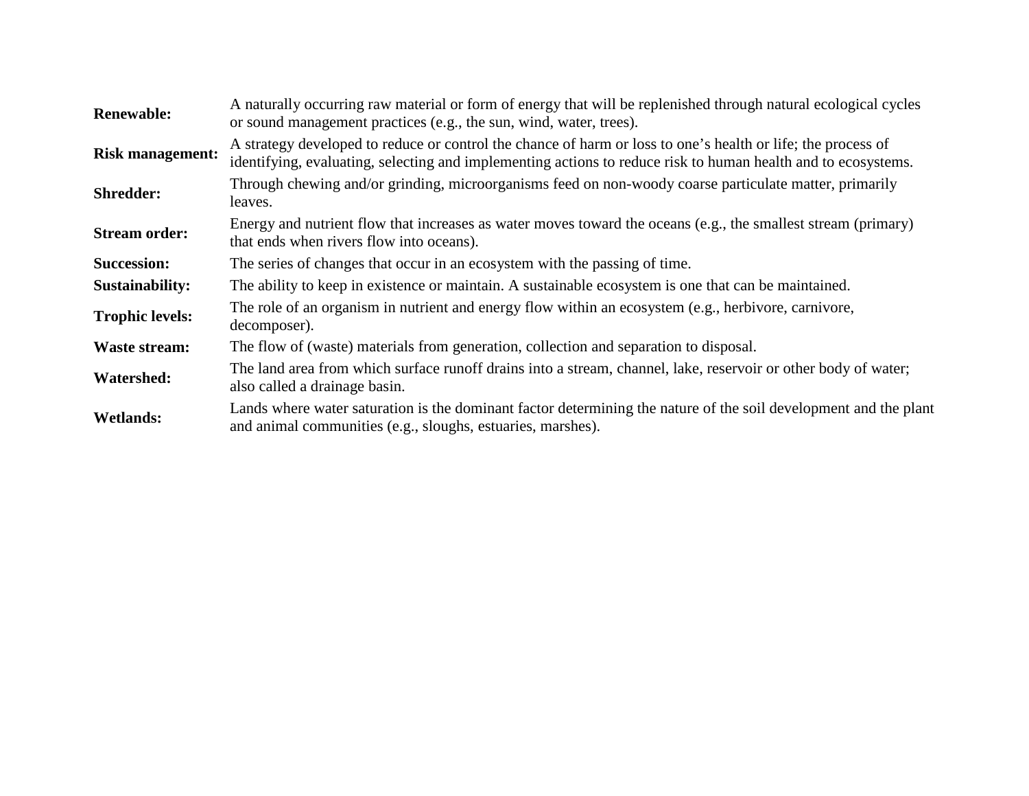| | |
|---|---|
| **Renewable:** | A naturally occurring raw material or form of energy that will be replenished through natural ecological cycles or sound management practices (e.g., the sun, wind, water, trees). |
| **Risk management:** | A strategy developed to reduce or control the chance of harm or loss to one's health or life; the process of identifying, evaluating, selecting and implementing actions to reduce risk to human health and to ecosystems. |
| **Shredder:** | Through chewing and/or grinding, microorganisms feed on non-woody coarse particulate matter, primarily leaves. |
| **Stream order:** | Energy and nutrient flow that increases as water moves toward the oceans (e.g., the smallest stream (primary) that ends when rivers flow into oceans). |
| **Succession:** | The series of changes that occur in an ecosystem with the passing of time. |
| **Sustainability:** | The ability to keep in existence or maintain. A sustainable ecosystem is one that can be maintained. |
| **Trophic levels:** | The role of an organism in nutrient and energy flow within an ecosystem (e.g., herbivore, carnivore, decomposer). |
| **Waste stream:** | The flow of (waste) materials from generation, collection and separation to disposal. |
| **Watershed:** | The land area from which surface runoff drains into a stream, channel, lake, reservoir or other body of water; also called a drainage basin. |
| **Wetlands:** | Lands where water saturation is the dominant factor determining the nature of the soil development and the plant and animal communities (e.g., sloughs, estuaries, marshes). |